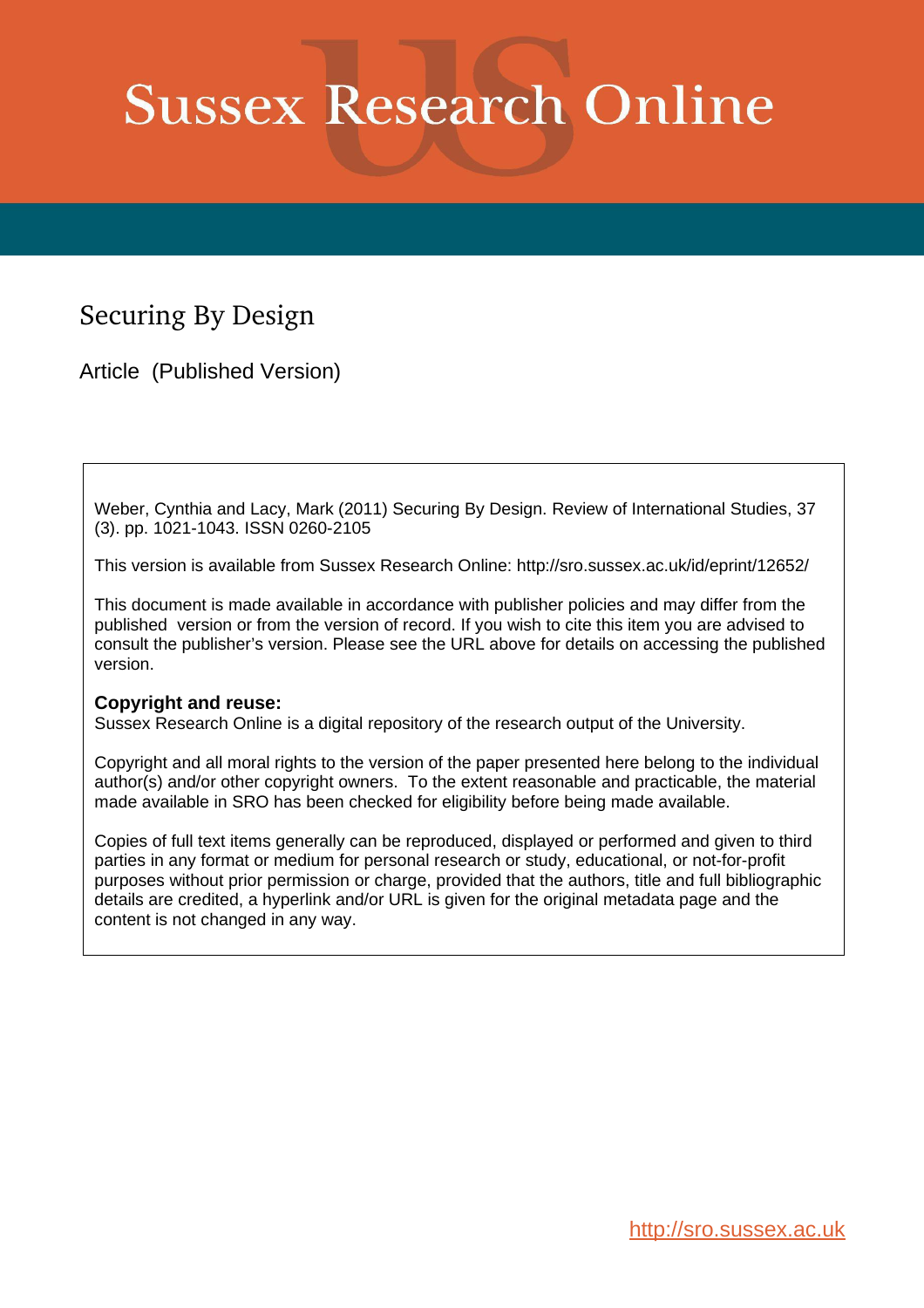# Sussex Research Online

## Securing By Design

Article (Published Version)

Weber, Cynthia and Lacy, Mark (2011) Securing By Design. Review of International Studies, 37 (3). pp. 1021-1043. ISSN 0260-2105

This version is available from Sussex Research Online: http://sro.sussex.ac.uk/id/eprint/12652/

This document is made available in accordance with publisher policies and may differ from the published version or from the version of record. If you wish to cite this item you are advised to consult the publisher's version. Please see the URL above for details on accessing the published version.

**Copyright and reuse:**
Sussex Research Online is a digital repository of the research output of the University.

Copyright and all moral rights to the version of the paper presented here belong to the individual author(s) and/or other copyright owners. To the extent reasonable and practicable, the material made available in SRO has been checked for eligibility before being made available.

Copies of full text items generally can be reproduced, displayed or performed and given to third parties in any format or medium for personal research or study, educational, or not-for-profit purposes without prior permission or charge, provided that the authors, title and full bibliographic details are credited, a hyperlink and/or URL is given for the original metadata page and the content is not changed in any way.

http://sro.sussex.ac.uk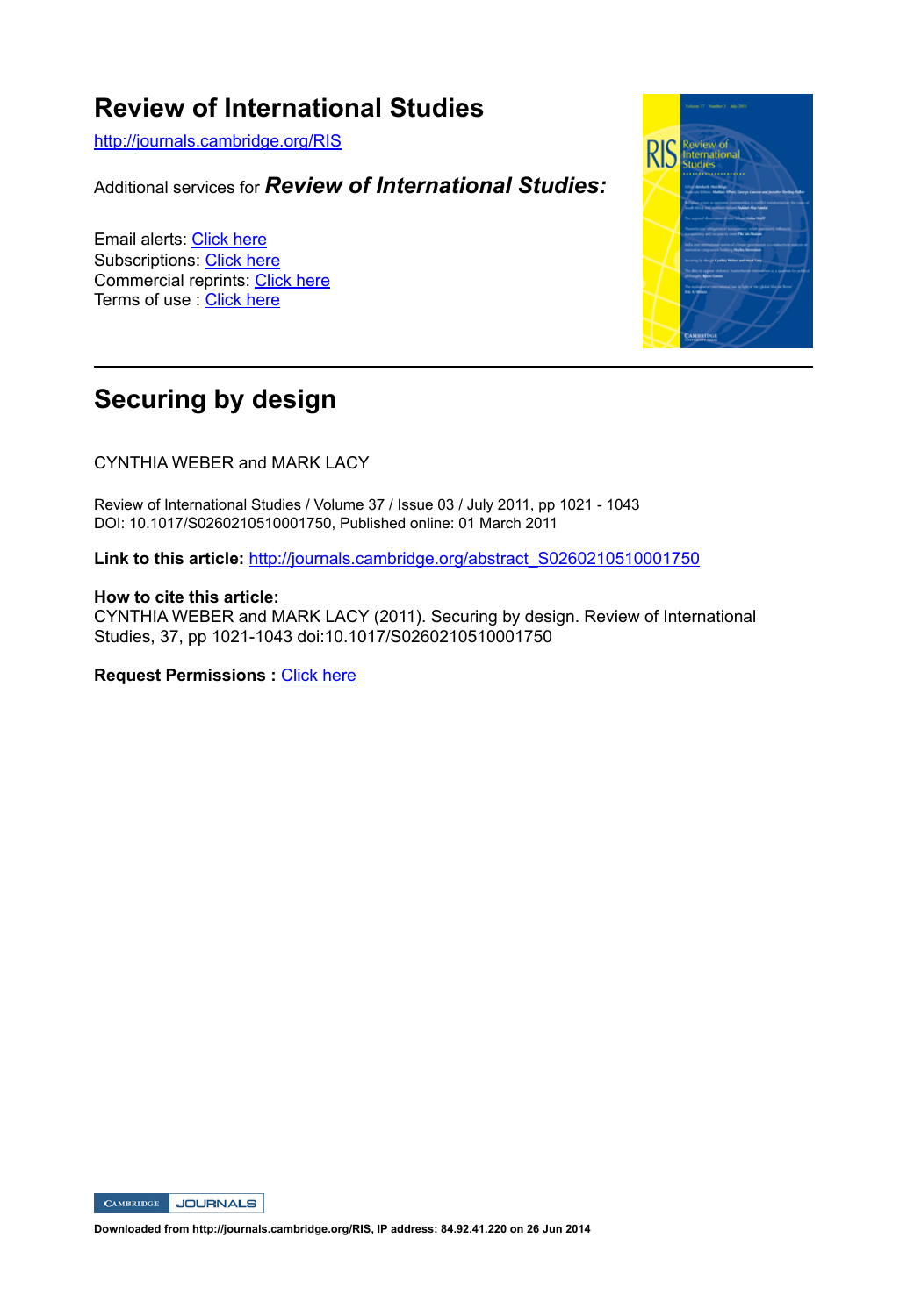# Review of International Studies

http://journals.cambridge.org/RIS

Additional services for ***Review of International Studies:***

Email alerts: Click here
Subscriptions: Click here
Commercial reprints: Click here
Terms of use : Click here

---

# Securing by design

CYNTHIA WEBER and MARK LACY

Review of International Studies / Volume 37 / Issue 03 / July 2011, pp 1021 - 1043
DOI: 10.1017/S0260210510001750, Published online: 01 March 2011

**Link to this article:** http://journals.cambridge.org/abstract_S0260210510001750

**How to cite this article:**
CYNTHIA WEBER and MARK LACY (2011). Securing by design. Review of International Studies, 37, pp 1021-1043 doi:10.1017/S0260210510001750

**Request Permissions :** Click here

**Downloaded from http://journals.cambridge.org/RIS, IP address: 84.92.41.220 on 26 Jun 2014**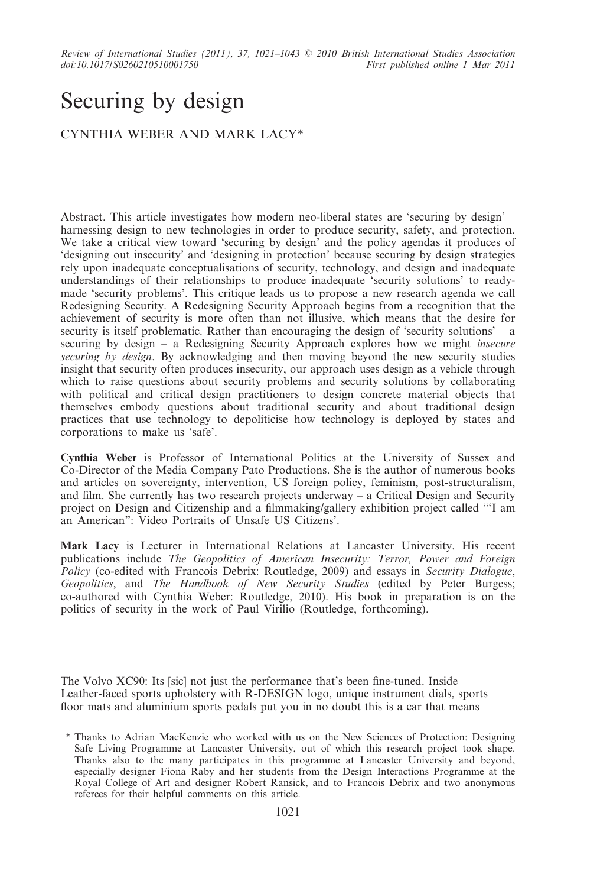# Securing by design

CYNTHIA WEBER AND MARK LACY*

Abstract. This article investigates how modern neo-liberal states are 'securing by design' – harnessing design to new technologies in order to produce security, safety, and protection. We take a critical view toward 'securing by design' and the policy agendas it produces of 'designing out insecurity' and 'designing in protection' because securing by design strategies rely upon inadequate conceptualisations of security, technology, and design and inadequate understandings of their relationships to produce inadequate 'security solutions' to ready-made 'security problems'. This critique leads us to propose a new research agenda we call Redesigning Security. A Redesigning Security Approach begins from a recognition that the achievement of security is more often than not illusive, which means that the desire for security is itself problematic. Rather than encouraging the design of 'security solutions' – a securing by design – a Redesigning Security Approach explores how we might *insecure securing by design*. By acknowledging and then moving beyond the new security studies insight that security often produces insecurity, our approach uses design as a vehicle through which to raise questions about security problems and security solutions by collaborating with political and critical design practitioners to design concrete material objects that themselves embody questions about traditional security and about traditional design practices that use technology to depoliticise how technology is deployed by states and corporations to make us 'safe'.

**Cynthia Weber** is Professor of International Politics at the University of Sussex and Co-Director of the Media Company Pato Productions. She is the author of numerous books and articles on sovereignty, intervention, US foreign policy, feminism, post-structuralism, and film. She currently has two research projects underway – a Critical Design and Security project on Design and Citizenship and a filmmaking/gallery exhibition project called '"I am an American": Video Portraits of Unsafe US Citizens'.

**Mark Lacy** is Lecturer in International Relations at Lancaster University. His recent publications include *The Geopolitics of American Insecurity: Terror, Power and Foreign Policy* (co-edited with Francois Debrix: Routledge, 2009) and essays in *Security Dialogue*, *Geopolitics*, and *The Handbook of New Security Studies* (edited by Peter Burgess; co-authored with Cynthia Weber: Routledge, 2010). His book in preparation is on the politics of security in the work of Paul Virilio (Routledge, forthcoming).

The Volvo XC90: Its [sic] not just the performance that's been fine-tuned. Inside Leather-faced sports upholstery with R-DESIGN logo, unique instrument dials, sports floor mats and aluminium sports pedals put you in no doubt this is a car that means

\* Thanks to Adrian MacKenzie who worked with us on the New Sciences of Protection: Designing Safe Living Programme at Lancaster University, out of which this research project took shape. Thanks also to the many participates in this programme at Lancaster University and beyond, especially designer Fiona Raby and her students from the Design Interactions Programme at the Royal College of Art and designer Robert Ransick, and to Francois Debrix and two anonymous referees for their helpful comments on this article.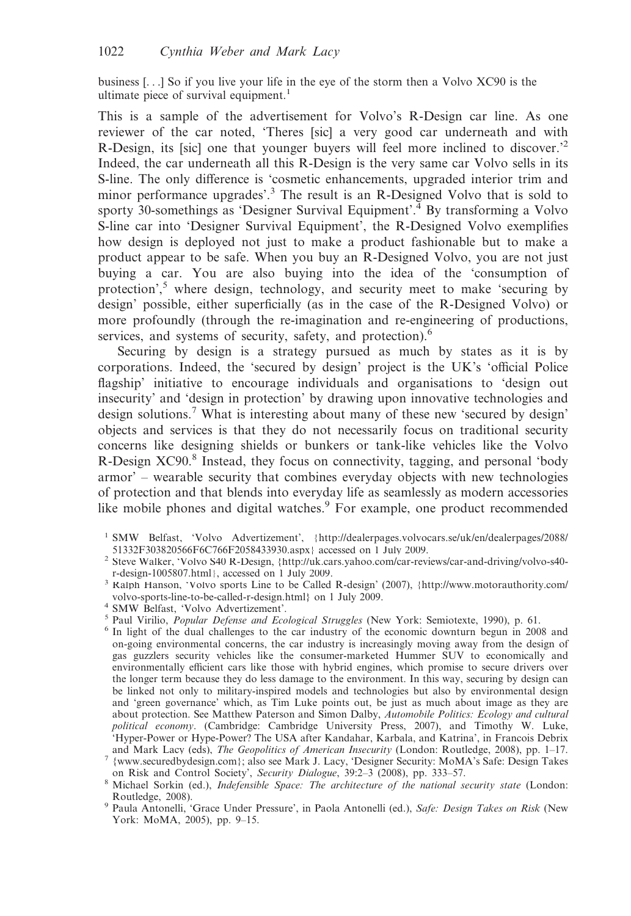business [. . .] So if you live your life in the eye of the storm then a Volvo XC90 is the ultimate piece of survival equipment.[1]

This is a sample of the advertisement for Volvo's R-Design car line. As one reviewer of the car noted, 'Theres [sic] a very good car underneath and with R-Design, its [sic] one that younger buyers will feel more inclined to discover.'[2] Indeed, the car underneath all this R-Design is the very same car Volvo sells in its S-line. The only difference is 'cosmetic enhancements, upgraded interior trim and minor performance upgrades'.[3] The result is an R-Designed Volvo that is sold to sporty 30-somethings as 'Designer Survival Equipment'.[4] By transforming a Volvo S-line car into 'Designer Survival Equipment', the R-Designed Volvo exemplifies how design is deployed not just to make a product fashionable but to make a product appear to be safe. When you buy an R-Designed Volvo, you are not just buying a car. You are also buying into the idea of the 'consumption of protection',[5] where design, technology, and security meet to make 'securing by design' possible, either superficially (as in the case of the R-Designed Volvo) or more profoundly (through the re-imagination and re-engineering of productions, services, and systems of security, safety, and protection).[6]

Securing by design is a strategy pursued as much by states as it is by corporations. Indeed, the 'secured by design' project is the UK's 'official Police flagship' initiative to encourage individuals and organisations to 'design out insecurity' and 'design in protection' by drawing upon innovative technologies and design solutions.[7] What is interesting about many of these new 'secured by design' objects and services is that they do not necessarily focus on traditional security concerns like designing shields or bunkers or tank-like vehicles like the Volvo R-Design XC90.[8] Instead, they focus on connectivity, tagging, and personal 'body armor' – wearable security that combines everyday objects with new technologies of protection and that blends into everyday life as seamlessly as modern accessories like mobile phones and digital watches.[9] For example, one product recommended

---

[1] SMW Belfast, 'Volvo Advertizement', {http://dealerpages.volvocars.se/uk/en/dealerpages/2088/51332F303820566F6C766F2058433930.aspx} accessed on 1 July 2009.

[2] Steve Walker, 'Volvo S40 R-Design, {http://uk.cars.yahoo.com/car-reviews/car-and-driving/volvo-s40-r-design-1005807.html}, accessed on 1 July 2009.

[3] Ralph Hanson, 'Volvo sports Line to be Called R-design' (2007), {http://www.motorauthority.com/volvo-sports-line-to-be-called-r-design.html} on 1 July 2009.

[4] SMW Belfast, 'Volvo Advertizement'.

[5] Paul Virilio, *Popular Defense and Ecological Struggles* (New York: Semiotexte, 1990), p. 61.

[6] In light of the dual challenges to the car industry of the economic downturn begun in 2008 and on-going environmental concerns, the car industry is increasingly moving away from the design of gas guzzlers security vehicles like the consumer-marketed Hummer SUV to economically and environmentally efficient cars like those with hybrid engines, which promise to secure drivers over the longer term because they do less damage to the environment. In this way, securing by design can be linked not only to military-inspired models and technologies but also by environmental design and 'green governance' which, as Tim Luke points out, be just as much about image as they are about protection. See Matthew Paterson and Simon Dalby, *Automobile Politics: Ecology and cultural political economy*. (Cambridge: Cambridge University Press, 2007), and Timothy W. Luke, 'Hyper-Power or Hype-Power? The USA after Kandahar, Karbala, and Katrina', in Francois Debrix and Mark Lacy (eds), *The Geopolitics of American Insecurity* (London: Routledge, 2008), pp. 1–17.

[7] {www.securedbydesign.com}; also see Mark J. Lacy, 'Designer Security: MoMA's Safe: Design Takes on Risk and Control Society', *Security Dialogue*, 39:2–3 (2008), pp. 333–57.

[8] Michael Sorkin (ed.), *Indefensible Space: The architecture of the national security state* (London: Routledge, 2008).

[9] Paula Antonelli, 'Grace Under Pressure', in Paola Antonelli (ed.), *Safe: Design Takes on Risk* (New York: MoMA, 2005), pp. 9–15.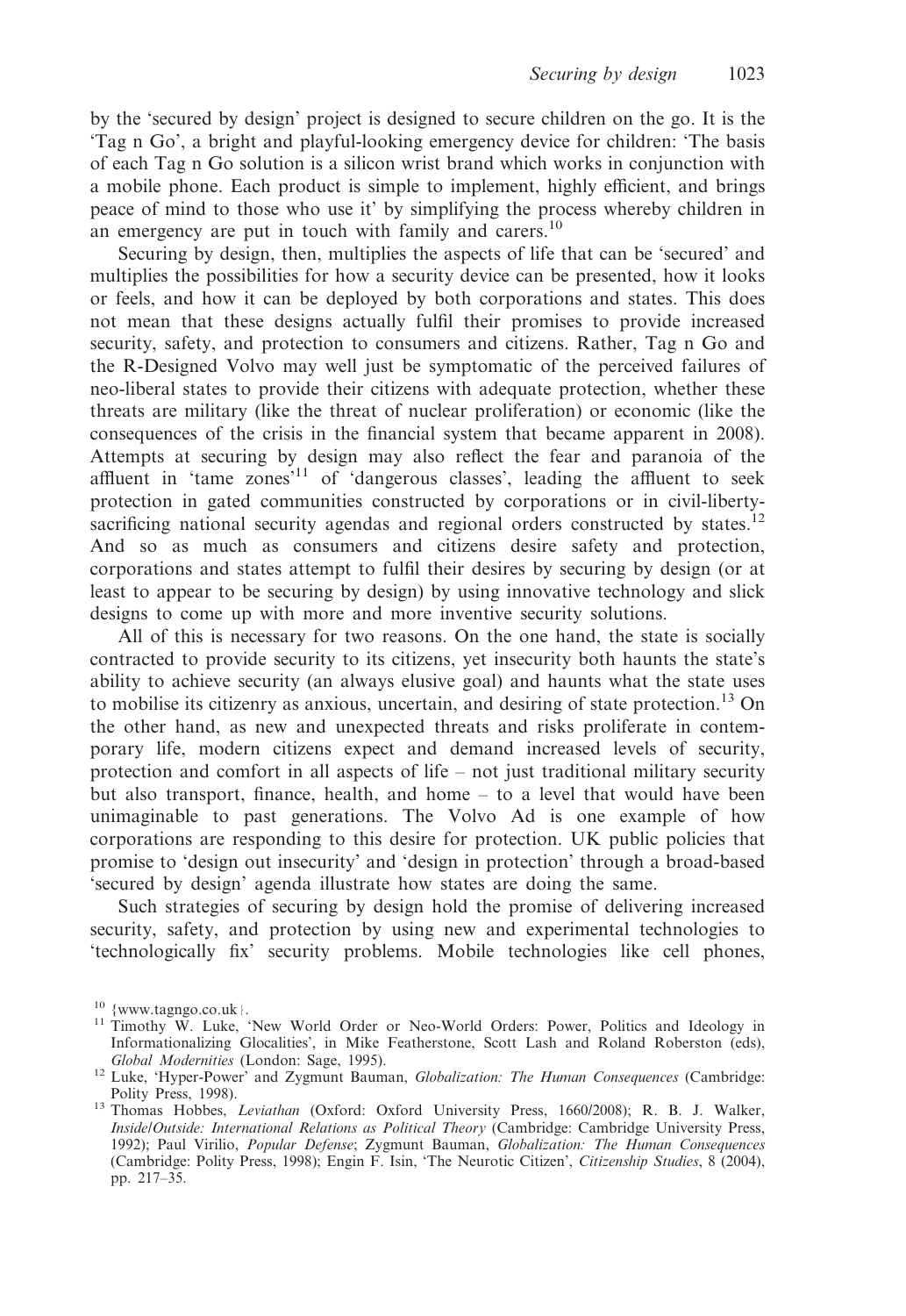by the 'secured by design' project is designed to secure children on the go. It is the 'Tag n Go', a bright and playful-looking emergency device for children: 'The basis of each Tag n Go solution is a silicon wrist brand which works in conjunction with a mobile phone. Each product is simple to implement, highly efficient, and brings peace of mind to those who use it' by simplifying the process whereby children in an emergency are put in touch with family and carers.[10]

Securing by design, then, multiplies the aspects of life that can be 'secured' and multiplies the possibilities for how a security device can be presented, how it looks or feels, and how it can be deployed by both corporations and states. This does not mean that these designs actually fulfil their promises to provide increased security, safety, and protection to consumers and citizens. Rather, Tag n Go and the R-Designed Volvo may well just be symptomatic of the perceived failures of neo-liberal states to provide their citizens with adequate protection, whether these threats are military (like the threat of nuclear proliferation) or economic (like the consequences of the crisis in the financial system that became apparent in 2008). Attempts at securing by design may also reflect the fear and paranoia of the affluent in 'tame zones'[11] of 'dangerous classes', leading the affluent to seek protection in gated communities constructed by corporations or in civil-liberty-sacrificing national security agendas and regional orders constructed by states.[12] And so as much as consumers and citizens desire safety and protection, corporations and states attempt to fulfil their desires by securing by design (or at least to appear to be securing by design) by using innovative technology and slick designs to come up with more and more inventive security solutions.

All of this is necessary for two reasons. On the one hand, the state is socially contracted to provide security to its citizens, yet insecurity both haunts the state's ability to achieve security (an always elusive goal) and haunts what the state uses to mobilise its citizenry as anxious, uncertain, and desiring of state protection.[13] On the other hand, as new and unexpected threats and risks proliferate in contemporary life, modern citizens expect and demand increased levels of security, protection and comfort in all aspects of life – not just traditional military security but also transport, finance, health, and home – to a level that would have been unimaginable to past generations. The Volvo Ad is one example of how corporations are responding to this desire for protection. UK public policies that promise to 'design out insecurity' and 'design in protection' through a broad-based 'secured by design' agenda illustrate how states are doing the same.

Such strategies of securing by design hold the promise of delivering increased security, safety, and protection by using new and experimental technologies to 'technologically fix' security problems. Mobile technologies like cell phones,

---

[10] {www.tagngo.co.uk}.

[11] Timothy W. Luke, 'New World Order or Neo-World Orders: Power, Politics and Ideology in Informationalizing Glocalities', in Mike Featherstone, Scott Lash and Roland Roberston (eds), *Global Modernities* (London: Sage, 1995).

[12] Luke, 'Hyper-Power' and Zygmunt Bauman, *Globalization: The Human Consequences* (Cambridge: Polity Press, 1998).

[13] Thomas Hobbes, *Leviathan* (Oxford: Oxford University Press, 1660/2008); R. B. J. Walker, *Inside/Outside: International Relations as Political Theory* (Cambridge: Cambridge University Press, 1992); Paul Virilio, *Popular Defense*; Zygmunt Bauman, *Globalization: The Human Consequences* (Cambridge: Polity Press, 1998); Engin F. Isin, 'The Neurotic Citizen', *Citizenship Studies*, 8 (2004), pp. 217–35.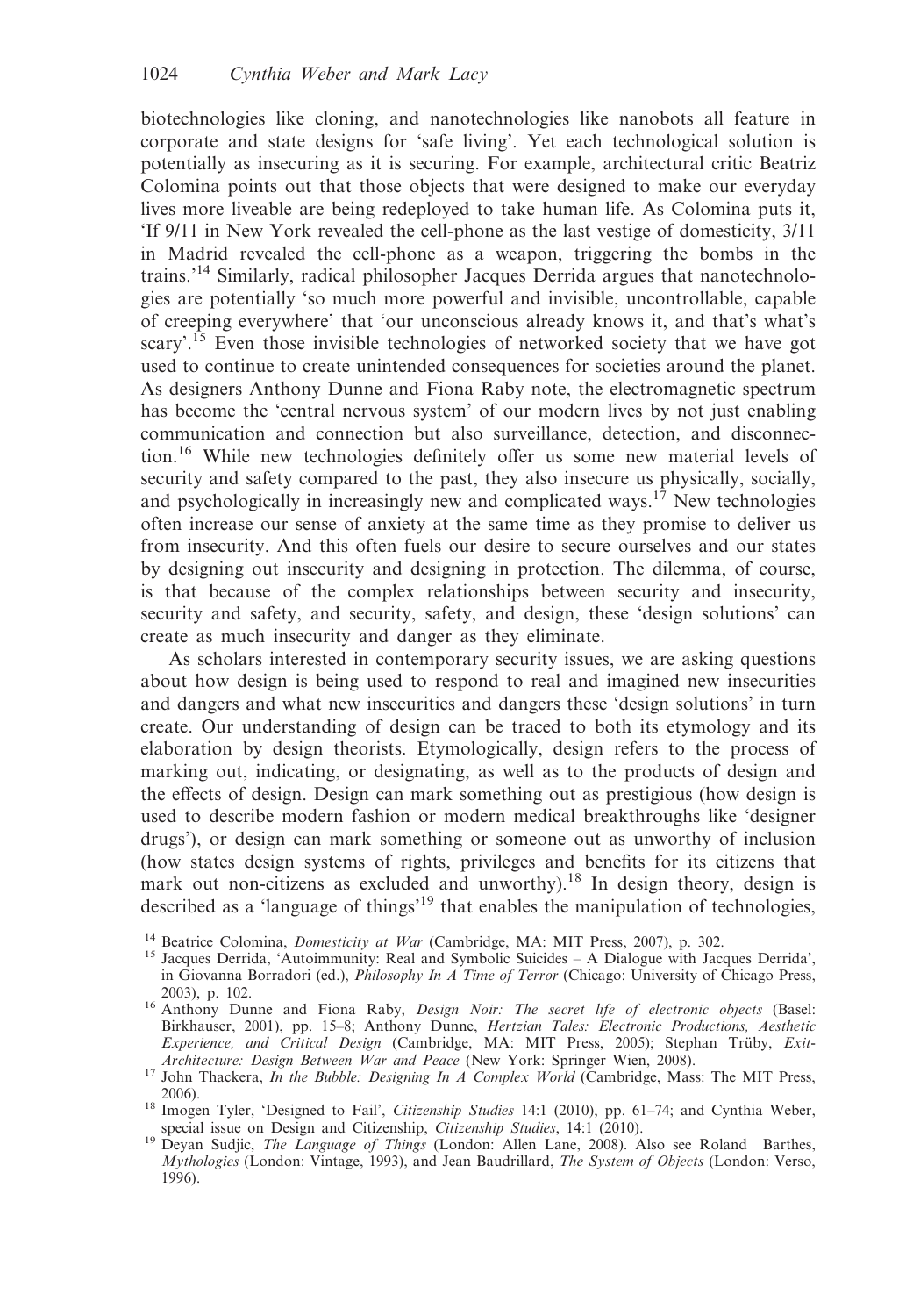biotechnologies like cloning, and nanotechnologies like nanobots all feature in corporate and state designs for 'safe living'. Yet each technological solution is potentially as insecuring as it is securing. For example, architectural critic Beatriz Colomina points out that those objects that were designed to make our everyday lives more liveable are being redeployed to take human life. As Colomina puts it, 'If 9/11 in New York revealed the cell-phone as the last vestige of domesticity, 3/11 in Madrid revealed the cell-phone as a weapon, triggering the bombs in the trains.'[14] Similarly, radical philosopher Jacques Derrida argues that nanotechnologies are potentially 'so much more powerful and invisible, uncontrollable, capable of creeping everywhere' that 'our unconscious already knows it, and that's what's scary'.[15] Even those invisible technologies of networked society that we have got used to continue to create unintended consequences for societies around the planet. As designers Anthony Dunne and Fiona Raby note, the electromagnetic spectrum has become the 'central nervous system' of our modern lives by not just enabling communication and connection but also surveillance, detection, and disconnection.[16] While new technologies definitely offer us some new material levels of security and safety compared to the past, they also insecure us physically, socially, and psychologically in increasingly new and complicated ways.[17] New technologies often increase our sense of anxiety at the same time as they promise to deliver us from insecurity. And this often fuels our desire to secure ourselves and our states by designing out insecurity and designing in protection. The dilemma, of course, is that because of the complex relationships between security and insecurity, security and safety, and security, safety, and design, these 'design solutions' can create as much insecurity and danger as they eliminate.

As scholars interested in contemporary security issues, we are asking questions about how design is being used to respond to real and imagined new insecurities and dangers and what new insecurities and dangers these 'design solutions' in turn create. Our understanding of design can be traced to both its etymology and its elaboration by design theorists. Etymologically, design refers to the process of marking out, indicating, or designating, as well as to the products of design and the effects of design. Design can mark something out as prestigious (how design is used to describe modern fashion or modern medical breakthroughs like 'designer drugs'), or design can mark something or someone out as unworthy of inclusion (how states design systems of rights, privileges and benefits for its citizens that mark out non-citizens as excluded and unworthy).[18] In design theory, design is described as a 'language of things'[19] that enables the manipulation of technologies,

[14] Beatrice Colomina, *Domesticity at War* (Cambridge, MA: MIT Press, 2007), p. 302.

[15] Jacques Derrida, 'Autoimmunity: Real and Symbolic Suicides – A Dialogue with Jacques Derrida', in Giovanna Borradori (ed.), *Philosophy In A Time of Terror* (Chicago: University of Chicago Press, 2003), p. 102.

[16] Anthony Dunne and Fiona Raby, *Design Noir: The secret life of electronic objects* (Basel: Birkhauser, 2001), pp. 15–8; Anthony Dunne, *Hertzian Tales: Electronic Productions, Aesthetic Experience, and Critical Design* (Cambridge, MA: MIT Press, 2005); Stephan Trüby, *Exit-Architecture: Design Between War and Peace* (New York: Springer Wien, 2008).

[17] John Thackera, *In the Bubble: Designing In A Complex World* (Cambridge, Mass: The MIT Press, 2006).

[18] Imogen Tyler, 'Designed to Fail', *Citizenship Studies* 14:1 (2010), pp. 61–74; and Cynthia Weber, special issue on Design and Citizenship, *Citizenship Studies*, 14:1 (2010).

[19] Deyan Sudjic, *The Language of Things* (London: Allen Lane, 2008). Also see Roland Barthes, *Mythologies* (London: Vintage, 1993), and Jean Baudrillard, *The System of Objects* (London: Verso, 1996).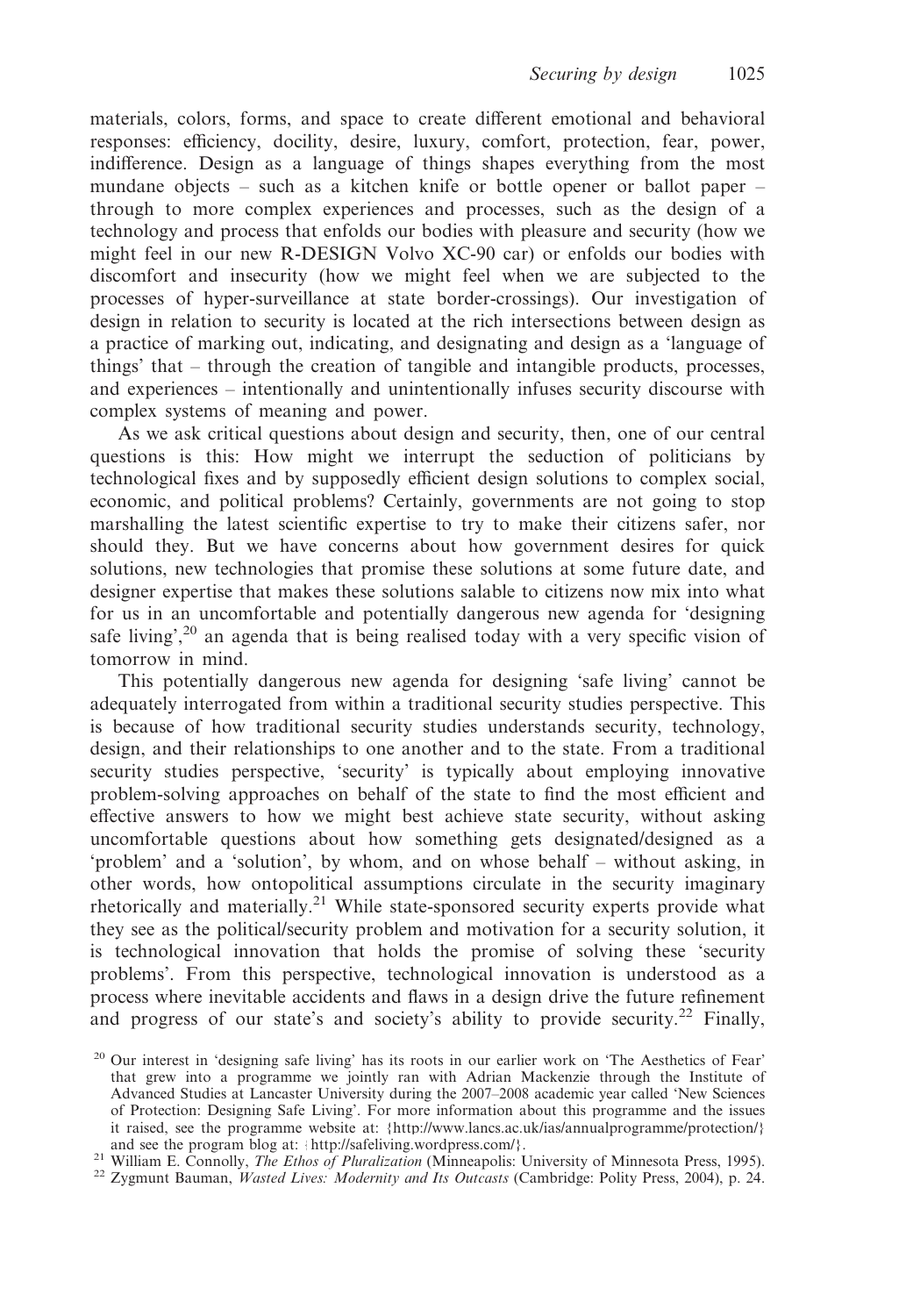materials, colors, forms, and space to create different emotional and behavioral responses: efficiency, docility, desire, luxury, comfort, protection, fear, power, indifference. Design as a language of things shapes everything from the most mundane objects – such as a kitchen knife or bottle opener or ballot paper – through to more complex experiences and processes, such as the design of a technology and process that enfolds our bodies with pleasure and security (how we might feel in our new R-DESIGN Volvo XC-90 car) or enfolds our bodies with discomfort and insecurity (how we might feel when we are subjected to the processes of hyper-surveillance at state border-crossings). Our investigation of design in relation to security is located at the rich intersections between design as a practice of marking out, indicating, and designating and design as a 'language of things' that – through the creation of tangible and intangible products, processes, and experiences – intentionally and unintentionally infuses security discourse with complex systems of meaning and power.

As we ask critical questions about design and security, then, one of our central questions is this: How might we interrupt the seduction of politicians by technological fixes and by supposedly efficient design solutions to complex social, economic, and political problems? Certainly, governments are not going to stop marshalling the latest scientific expertise to try to make their citizens safer, nor should they. But we have concerns about how government desires for quick solutions, new technologies that promise these solutions at some future date, and designer expertise that makes these solutions salable to citizens now mix into what for us in an uncomfortable and potentially dangerous new agenda for 'designing safe living',[20] an agenda that is being realised today with a very specific vision of tomorrow in mind.

This potentially dangerous new agenda for designing 'safe living' cannot be adequately interrogated from within a traditional security studies perspective. This is because of how traditional security studies understands security, technology, design, and their relationships to one another and to the state. From a traditional security studies perspective, 'security' is typically about employing innovative problem-solving approaches on behalf of the state to find the most efficient and effective answers to how we might best achieve state security, without asking uncomfortable questions about how something gets designated/designed as a 'problem' and a 'solution', by whom, and on whose behalf – without asking, in other words, how ontopolitical assumptions circulate in the security imaginary rhetorically and materially.[21] While state-sponsored security experts provide what they see as the political/security problem and motivation for a security solution, it is technological innovation that holds the promise of solving these 'security problems'. From this perspective, technological innovation is understood as a process where inevitable accidents and flaws in a design drive the future refinement and progress of our state's and society's ability to provide security.[22] Finally,

[20] Our interest in 'designing safe living' has its roots in our earlier work on 'The Aesthetics of Fear' that grew into a programme we jointly ran with Adrian Mackenzie through the Institute of Advanced Studies at Lancaster University during the 2007–2008 academic year called 'New Sciences of Protection: Designing Safe Living'. For more information about this programme and the issues it raised, see the programme website at: {http://www.lancs.ac.uk/ias/annualprogramme/protection/} and see the program blog at: {http://safeliving.wordpress.com/}.

[21] William E. Connolly, *The Ethos of Pluralization* (Minneapolis: University of Minnesota Press, 1995).

[22] Zygmunt Bauman, *Wasted Lives: Modernity and Its Outcasts* (Cambridge: Polity Press, 2004), p. 24.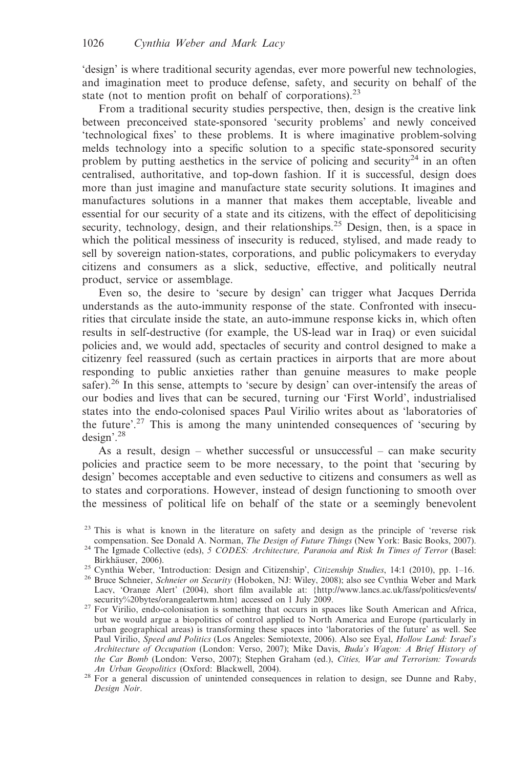'design' is where traditional security agendas, ever more powerful new technologies, and imagination meet to produce defense, safety, and security on behalf of the state (not to mention profit on behalf of corporations).[23]

From a traditional security studies perspective, then, design is the creative link between preconceived state-sponsored 'security problems' and newly conceived 'technological fixes' to these problems. It is where imaginative problem-solving melds technology into a specific solution to a specific state-sponsored security problem by putting aesthetics in the service of policing and security[24] in an often centralised, authoritative, and top-down fashion. If it is successful, design does more than just imagine and manufacture state security solutions. It imagines and manufactures solutions in a manner that makes them acceptable, liveable and essential for our security of a state and its citizens, with the effect of depoliticising security, technology, design, and their relationships.[25] Design, then, is a space in which the political messiness of insecurity is reduced, stylised, and made ready to sell by sovereign nation-states, corporations, and public policymakers to everyday citizens and consumers as a slick, seductive, effective, and politically neutral product, service or assemblage.

Even so, the desire to 'secure by design' can trigger what Jacques Derrida understands as the auto-immunity response of the state. Confronted with insecurities that circulate inside the state, an auto-immune response kicks in, which often results in self-destructive (for example, the US-lead war in Iraq) or even suicidal policies and, we would add, spectacles of security and control designed to make a citizenry feel reassured (such as certain practices in airports that are more about responding to public anxieties rather than genuine measures to make people safer).[26] In this sense, attempts to 'secure by design' can over-intensify the areas of our bodies and lives that can be secured, turning our 'First World', industrialised states into the endo-colonised spaces Paul Virilio writes about as 'laboratories of the future'.[27] This is among the many unintended consequences of 'securing by design'.[28]

As a result, design – whether successful or unsuccessful – can make security policies and practice seem to be more necessary, to the point that 'securing by design' becomes acceptable and even seductive to citizens and consumers as well as to states and corporations. However, instead of design functioning to smooth over the messiness of political life on behalf of the state or a seemingly benevolent

---

[23] This is what is known in the literature on safety and design as the principle of 'reverse risk compensation. See Donald A. Norman, *The Design of Future Things* (New York: Basic Books, 2007).

[24] The Igmade Collective (eds), *5 CODES: Architecture, Paranoia and Risk In Times of Terror* (Basel: Birkhäuser, 2006).

[25] Cynthia Weber, 'Introduction: Design and Citizenship', *Citizenship Studies*, 14:1 (2010), pp. 1–16.

[26] Bruce Schneier, *Schneier on Security* (Hoboken, NJ: Wiley, 2008); also see Cynthia Weber and Mark Lacy, 'Orange Alert' (2004), short film available at: {http://www.lancs.ac.uk/fass/politics/events/security%20bytes/orangealertwm.htm} accessed on 1 July 2009.

[27] For Virilio, endo-colonisation is something that occurs in spaces like South American and Africa, but we would argue a biopolitics of control applied to North America and Europe (particularly in urban geographical areas) is transforming these spaces into 'laboratories of the future' as well. See Paul Virilio, *Speed and Politics* (Los Angeles: Semiotexte, 2006). Also see Eyal, *Hollow Land: Israel's Architecture of Occupation* (London: Verso, 2007); Mike Davis, *Buda's Wagon: A Brief History of the Car Bomb* (London: Verso, 2007); Stephen Graham (ed.), *Cities, War and Terrorism: Towards An Urban Geopolitics* (Oxford: Blackwell, 2004).

[28] For a general discussion of unintended consequences in relation to design, see Dunne and Raby, *Design Noir*.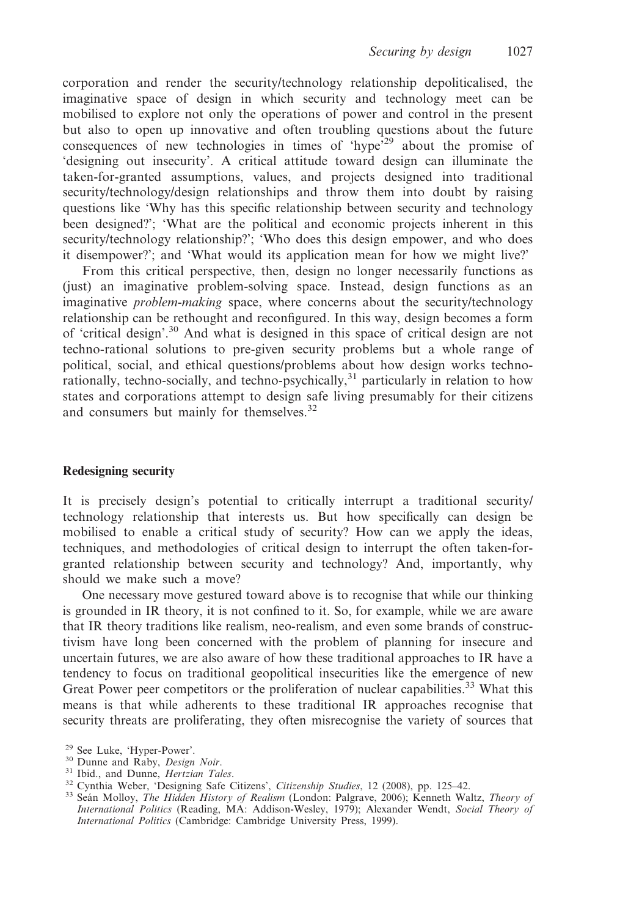corporation and render the security/technology relationship depoliticalised, the imaginative space of design in which security and technology meet can be mobilised to explore not only the operations of power and control in the present but also to open up innovative and often troubling questions about the future consequences of new technologies in times of 'hype'[29] about the promise of 'designing out insecurity'. A critical attitude toward design can illuminate the taken-for-granted assumptions, values, and projects designed into traditional security/technology/design relationships and throw them into doubt by raising questions like 'Why has this specific relationship between security and technology been designed?'; 'What are the political and economic projects inherent in this security/technology relationship?'; 'Who does this design empower, and who does it disempower?'; and 'What would its application mean for how we might live?'

From this critical perspective, then, design no longer necessarily functions as (just) an imaginative problem-solving space. Instead, design functions as an imaginative *problem-making* space, where concerns about the security/technology relationship can be rethought and reconfigured. In this way, design becomes a form of 'critical design'.[30] And what is designed in this space of critical design are not techno-rational solutions to pre-given security problems but a whole range of political, social, and ethical questions/problems about how design works techno-rationally, techno-socially, and techno-psychically,[31] particularly in relation to how states and corporations attempt to design safe living presumably for their citizens and consumers but mainly for themselves.[32]

## Redesigning security

It is precisely design's potential to critically interrupt a traditional security/technology relationship that interests us. But how specifically can design be mobilised to enable a critical study of security? How can we apply the ideas, techniques, and methodologies of critical design to interrupt the often taken-for-granted relationship between security and technology? And, importantly, why should we make such a move?

One necessary move gestured toward above is to recognise that while our thinking is grounded in IR theory, it is not confined to it. So, for example, while we are aware that IR theory traditions like realism, neo-realism, and even some brands of constructivism have long been concerned with the problem of planning for insecure and uncertain futures, we are also aware of how these traditional approaches to IR have a tendency to focus on traditional geopolitical insecurities like the emergence of new Great Power peer competitors or the proliferation of nuclear capabilities.[33] What this means is that while adherents to these traditional IR approaches recognise that security threats are proliferating, they often misrecognise the variety of sources that

[29] See Luke, 'Hyper-Power'.

[30] Dunne and Raby, *Design Noir*.

[31] Ibid., and Dunne, *Hertzian Tales*.

[32] Cynthia Weber, 'Designing Safe Citizens', *Citizenship Studies*, 12 (2008), pp. 125–42.

[33] Seán Molloy, *The Hidden History of Realism* (London: Palgrave, 2006); Kenneth Waltz, *Theory of International Politics* (Reading, MA: Addison-Wesley, 1979); Alexander Wendt, *Social Theory of International Politics* (Cambridge: Cambridge University Press, 1999).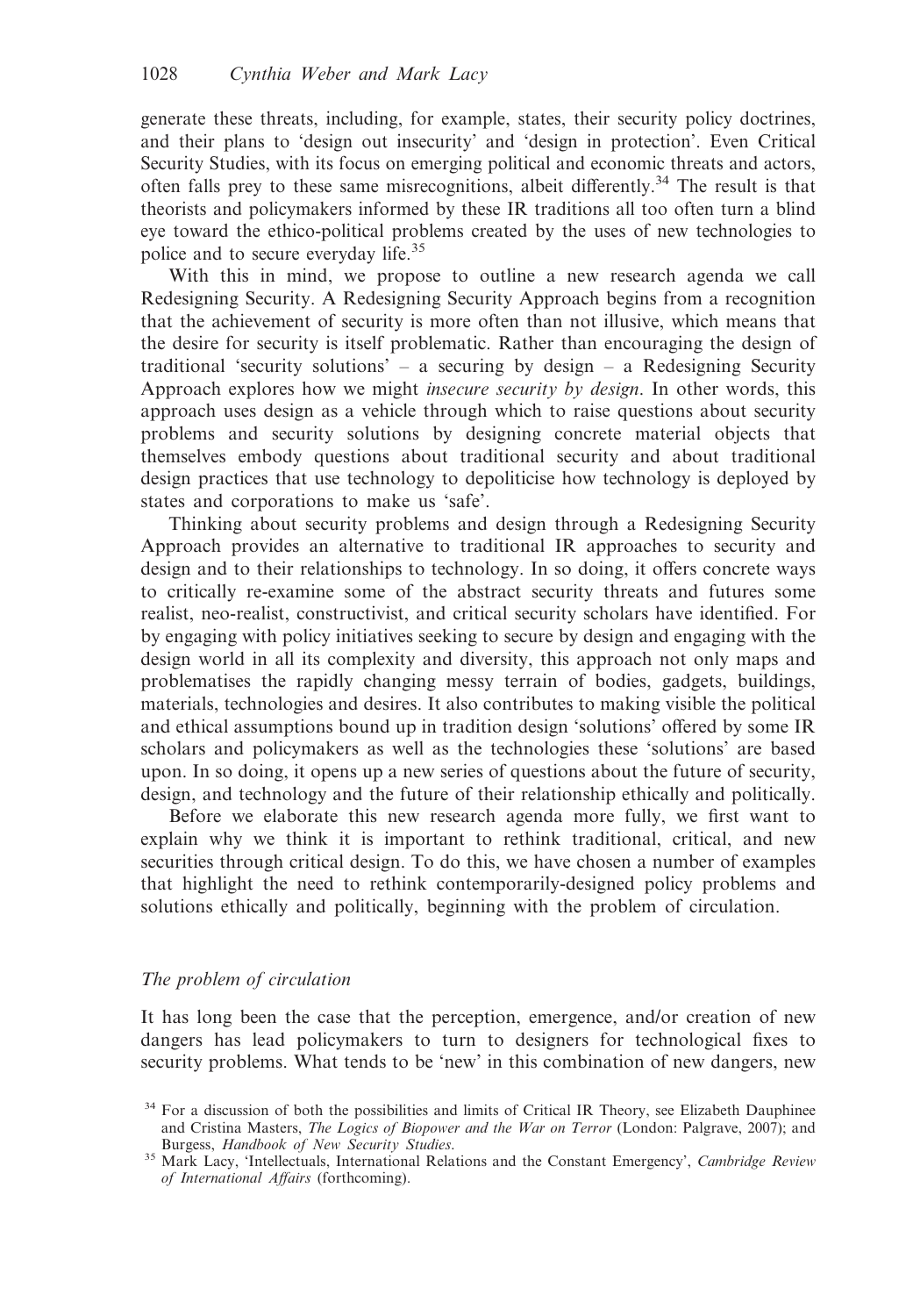generate these threats, including, for example, states, their security policy doctrines, and their plans to 'design out insecurity' and 'design in protection'. Even Critical Security Studies, with its focus on emerging political and economic threats and actors, often falls prey to these same misrecognitions, albeit differently.[34] The result is that theorists and policymakers informed by these IR traditions all too often turn a blind eye toward the ethico-political problems created by the uses of new technologies to police and to secure everyday life.[35]

With this in mind, we propose to outline a new research agenda we call Redesigning Security. A Redesigning Security Approach begins from a recognition that the achievement of security is more often than not illusive, which means that the desire for security is itself problematic. Rather than encouraging the design of traditional 'security solutions' – a securing by design – a Redesigning Security Approach explores how we might *insecure security by design*. In other words, this approach uses design as a vehicle through which to raise questions about security problems and security solutions by designing concrete material objects that themselves embody questions about traditional security and about traditional design practices that use technology to depoliticise how technology is deployed by states and corporations to make us 'safe'.

Thinking about security problems and design through a Redesigning Security Approach provides an alternative to traditional IR approaches to security and design and to their relationships to technology. In so doing, it offers concrete ways to critically re-examine some of the abstract security threats and futures some realist, neo-realist, constructivist, and critical security scholars have identified. For by engaging with policy initiatives seeking to secure by design and engaging with the design world in all its complexity and diversity, this approach not only maps and problematises the rapidly changing messy terrain of bodies, gadgets, buildings, materials, technologies and desires. It also contributes to making visible the political and ethical assumptions bound up in tradition design 'solutions' offered by some IR scholars and policymakers as well as the technologies these 'solutions' are based upon. In so doing, it opens up a new series of questions about the future of security, design, and technology and the future of their relationship ethically and politically.

Before we elaborate this new research agenda more fully, we first want to explain why we think it is important to rethink traditional, critical, and new securities through critical design. To do this, we have chosen a number of examples that highlight the need to rethink contemporarily-designed policy problems and solutions ethically and politically, beginning with the problem of circulation.

### *The problem of circulation*

It has long been the case that the perception, emergence, and/or creation of new dangers has lead policymakers to turn to designers for technological fixes to security problems. What tends to be 'new' in this combination of new dangers, new

[34] For a discussion of both the possibilities and limits of Critical IR Theory, see Elizabeth Dauphinee and Cristina Masters, *The Logics of Biopower and the War on Terror* (London: Palgrave, 2007); and Burgess, *Handbook of New Security Studies*.

[35] Mark Lacy, 'Intellectuals, International Relations and the Constant Emergency', *Cambridge Review of International Affairs* (forthcoming).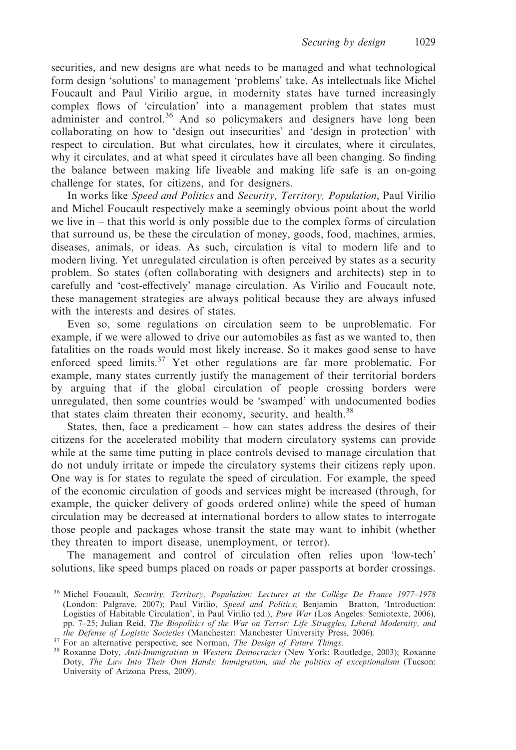securities, and new designs are what needs to be managed and what technological form design 'solutions' to management 'problems' take. As intellectuals like Michel Foucault and Paul Virilio argue, in modernity states have turned increasingly complex flows of 'circulation' into a management problem that states must administer and control.[36] And so policymakers and designers have long been collaborating on how to 'design out insecurities' and 'design in protection' with respect to circulation. But what circulates, how it circulates, where it circulates, why it circulates, and at what speed it circulates have all been changing. So finding the balance between making life liveable and making life safe is an on-going challenge for states, for citizens, and for designers.

In works like *Speed and Politics* and *Security, Territory, Population*, Paul Virilio and Michel Foucault respectively make a seemingly obvious point about the world we live in – that this world is only possible due to the complex forms of circulation that surround us, be these the circulation of money, goods, food, machines, armies, diseases, animals, or ideas. As such, circulation is vital to modern life and to modern living. Yet unregulated circulation is often perceived by states as a security problem. So states (often collaborating with designers and architects) step in to carefully and 'cost-effectively' manage circulation. As Virilio and Foucault note, these management strategies are always political because they are always infused with the interests and desires of states.

Even so, some regulations on circulation seem to be unproblematic. For example, if we were allowed to drive our automobiles as fast as we wanted to, then fatalities on the roads would most likely increase. So it makes good sense to have enforced speed limits.[37] Yet other regulations are far more problematic. For example, many states currently justify the management of their territorial borders by arguing that if the global circulation of people crossing borders were unregulated, then some countries would be 'swamped' with undocumented bodies that states claim threaten their economy, security, and health.[38]

States, then, face a predicament – how can states address the desires of their citizens for the accelerated mobility that modern circulatory systems can provide while at the same time putting in place controls devised to manage circulation that do not unduly irritate or impede the circulatory systems their citizens reply upon. One way is for states to regulate the speed of circulation. For example, the speed of the economic circulation of goods and services might be increased (through, for example, the quicker delivery of goods ordered online) while the speed of human circulation may be decreased at international borders to allow states to interrogate those people and packages whose transit the state may want to inhibit (whether they threaten to import disease, unemployment, or terror).

The management and control of circulation often relies upon 'low-tech' solutions, like speed bumps placed on roads or paper passports at border crossings.

[36] Michel Foucault, *Security, Territory, Population: Lectures at the Collége De France 1977–1978* (London: Palgrave, 2007); Paul Virilio, *Speed and Politics*; Benjamin Bratton, 'Introduction: Logistics of Habitable Circulation', in Paul Virilio (ed.), *Pure War* (Los Angeles: Semiotexte, 2006), pp. 7–25; Julian Reid, *The Biopolitics of the War on Terror: Life Struggles, Liberal Modernity, and the Defense of Logistic Societies* (Manchester: Manchester University Press, 2006).

[37] For an alternative perspective, see Norman, *The Design of Future Things*.

[38] Roxanne Doty, *Anti-Immigratism in Western Democracies* (New York: Routledge, 2003); Roxanne Doty, *The Law Into Their Own Hands: Immigration, and the politics of exceptionalism* (Tucson: University of Arizona Press, 2009).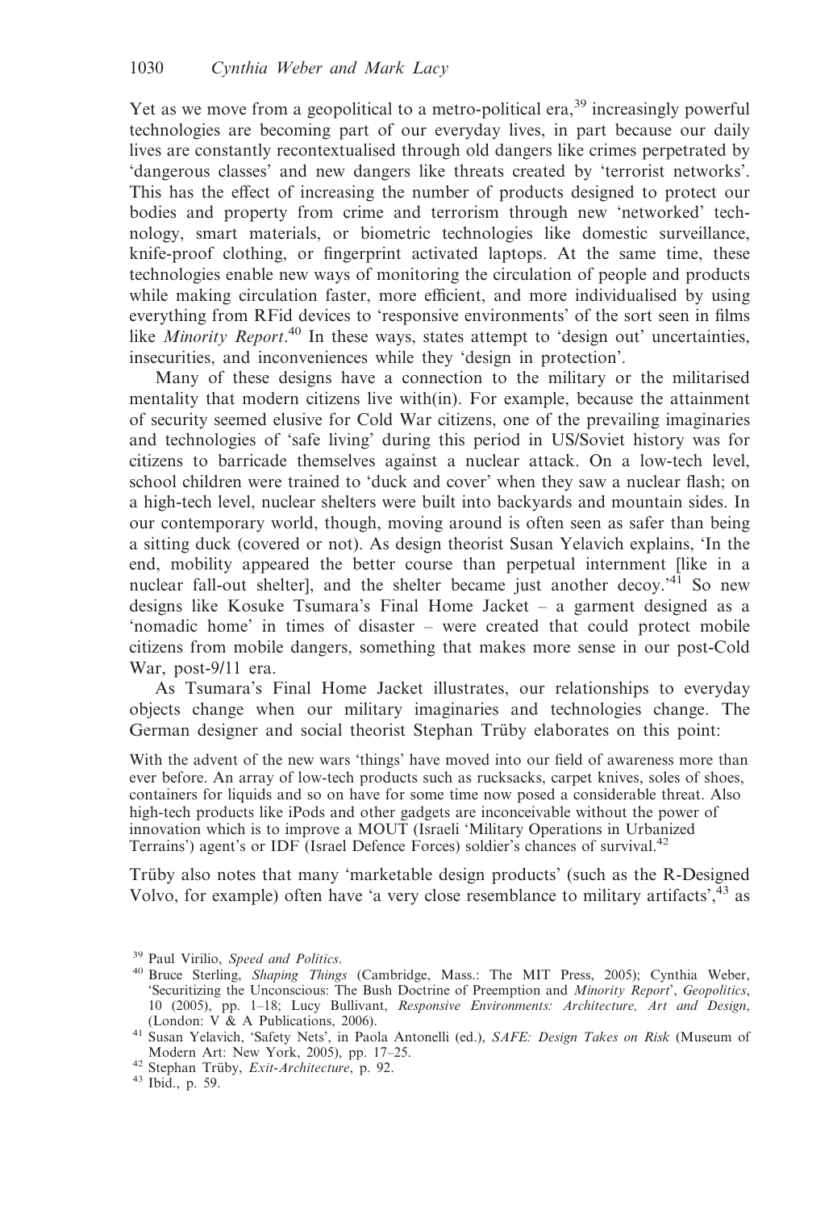Yet as we move from a geopolitical to a metro-political era,[39] increasingly powerful technologies are becoming part of our everyday lives, in part because our daily lives are constantly recontextualised through old dangers like crimes perpetrated by 'dangerous classes' and new dangers like threats created by 'terrorist networks'. This has the effect of increasing the number of products designed to protect our bodies and property from crime and terrorism through new 'networked' technology, smart materials, or biometric technologies like domestic surveillance, knife-proof clothing, or fingerprint activated laptops. At the same time, these technologies enable new ways of monitoring the circulation of people and products while making circulation faster, more efficient, and more individualised by using everything from RFid devices to 'responsive environments' of the sort seen in films like *Minority Report*.[40] In these ways, states attempt to 'design out' uncertainties, insecurities, and inconveniences while they 'design in protection'.

Many of these designs have a connection to the military or the militarised mentality that modern citizens live with(in). For example, because the attainment of security seemed elusive for Cold War citizens, one of the prevailing imaginaries and technologies of 'safe living' during this period in US/Soviet history was for citizens to barricade themselves against a nuclear attack. On a low-tech level, school children were trained to 'duck and cover' when they saw a nuclear flash; on a high-tech level, nuclear shelters were built into backyards and mountain sides. In our contemporary world, though, moving around is often seen as safer than being a sitting duck (covered or not). As design theorist Susan Yelavich explains, 'In the end, mobility appeared the better course than perpetual internment [like in a nuclear fall-out shelter], and the shelter became just another decoy.'[41] So new designs like Kosuke Tsumara's Final Home Jacket – a garment designed as a 'nomadic home' in times of disaster – were created that could protect mobile citizens from mobile dangers, something that makes more sense in our post-Cold War, post-9/11 era.

As Tsumara's Final Home Jacket illustrates, our relationships to everyday objects change when our military imaginaries and technologies change. The German designer and social theorist Stephan Trüby elaborates on this point:

> With the advent of the new wars 'things' have moved into our field of awareness more than ever before. An array of low-tech products such as rucksacks, carpet knives, soles of shoes, containers for liquids and so on have for some time now posed a considerable threat. Also high-tech products like iPods and other gadgets are inconceivable without the power of innovation which is to improve a MOUT (Israeli 'Military Operations in Urbanized Terrains') agent's or IDF (Israel Defence Forces) soldier's chances of survival.[42]

Trüby also notes that many 'marketable design products' (such as the R-Designed Volvo, for example) often have 'a very close resemblance to military artifacts',[43] as

---

[39] Paul Virilio, *Speed and Politics*.

[40] Bruce Sterling, *Shaping Things* (Cambridge, Mass.: The MIT Press, 2005); Cynthia Weber, 'Securitizing the Unconscious: The Bush Doctrine of Preemption and *Minority Report*', *Geopolitics*, 10 (2005), pp. 1–18; Lucy Bullivant, *Responsive Environments: Architecture, Art and Design*, (London: V & A Publications, 2006).

[41] Susan Yelavich, 'Safety Nets', in Paola Antonelli (ed.), *SAFE: Design Takes on Risk* (Museum of Modern Art: New York, 2005), pp. 17–25.

[42] Stephan Trüby, *Exit-Architecture*, p. 92.

[43] Ibid., p. 59.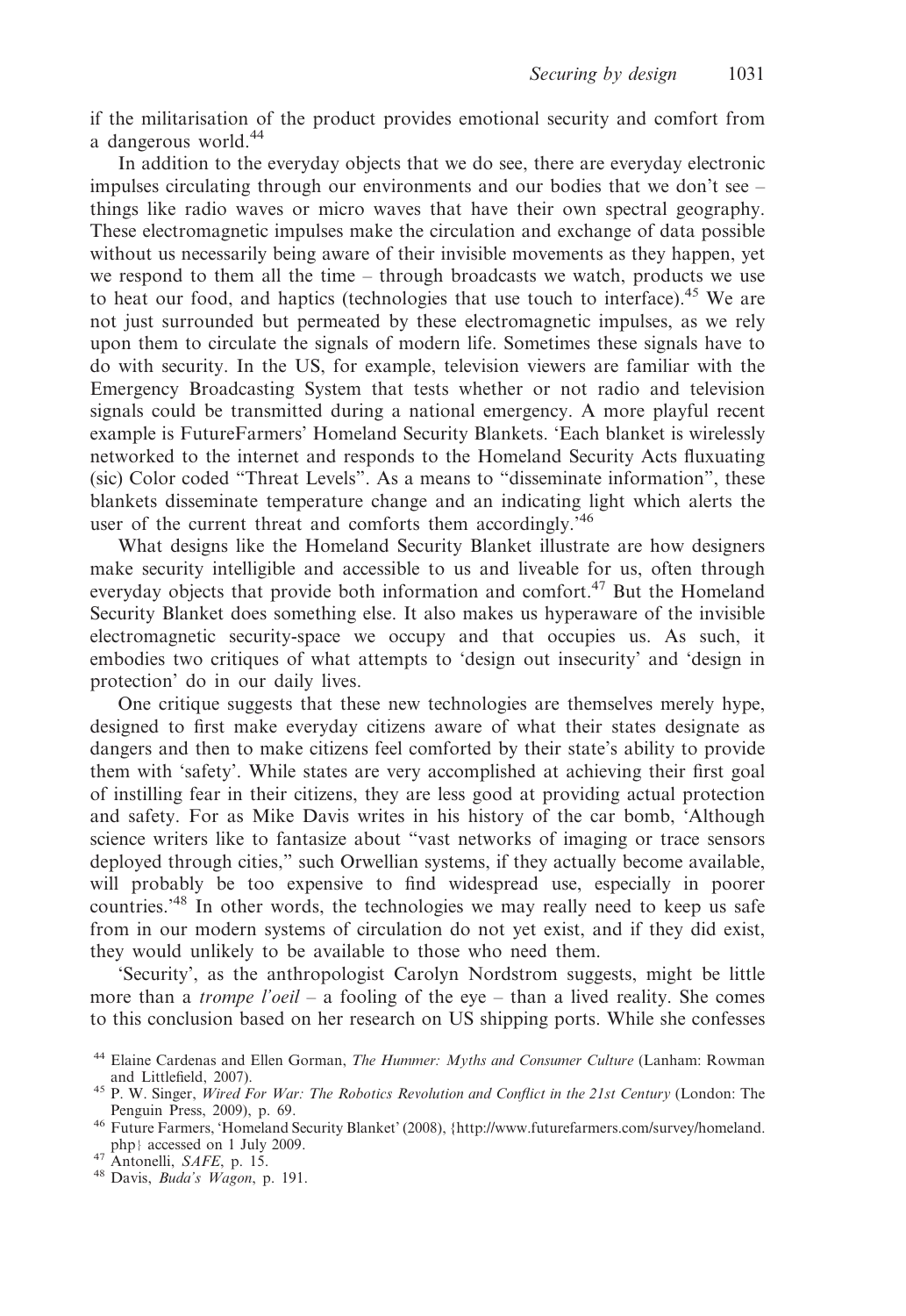if the militarisation of the product provides emotional security and comfort from a dangerous world.[44]

In addition to the everyday objects that we do see, there are everyday electronic impulses circulating through our environments and our bodies that we don't see – things like radio waves or micro waves that have their own spectral geography. These electromagnetic impulses make the circulation and exchange of data possible without us necessarily being aware of their invisible movements as they happen, yet we respond to them all the time – through broadcasts we watch, products we use to heat our food, and haptics (technologies that use touch to interface).[45] We are not just surrounded but permeated by these electromagnetic impulses, as we rely upon them to circulate the signals of modern life. Sometimes these signals have to do with security. In the US, for example, television viewers are familiar with the Emergency Broadcasting System that tests whether or not radio and television signals could be transmitted during a national emergency. A more playful recent example is FutureFarmers' Homeland Security Blankets. 'Each blanket is wirelessly networked to the internet and responds to the Homeland Security Acts fluxuating (sic) Color coded "Threat Levels". As a means to "disseminate information", these blankets disseminate temperature change and an indicating light which alerts the user of the current threat and comforts them accordingly.'[46]

What designs like the Homeland Security Blanket illustrate are how designers make security intelligible and accessible to us and liveable for us, often through everyday objects that provide both information and comfort.[47] But the Homeland Security Blanket does something else. It also makes us hyperaware of the invisible electromagnetic security-space we occupy and that occupies us. As such, it embodies two critiques of what attempts to 'design out insecurity' and 'design in protection' do in our daily lives.

One critique suggests that these new technologies are themselves merely hype, designed to first make everyday citizens aware of what their states designate as dangers and then to make citizens feel comforted by their state's ability to provide them with 'safety'. While states are very accomplished at achieving their first goal of instilling fear in their citizens, they are less good at providing actual protection and safety. For as Mike Davis writes in his history of the car bomb, 'Although science writers like to fantasize about "vast networks of imaging or trace sensors deployed through cities," such Orwellian systems, if they actually become available, will probably be too expensive to find widespread use, especially in poorer countries.'[48] In other words, the technologies we may really need to keep us safe from in our modern systems of circulation do not yet exist, and if they did exist, they would unlikely to be available to those who need them.

'Security', as the anthropologist Carolyn Nordstrom suggests, might be little more than a *trompe l'oeil* – a fooling of the eye – than a lived reality. She comes to this conclusion based on her research on US shipping ports. While she confesses

[44] Elaine Cardenas and Ellen Gorman, *The Hummer: Myths and Consumer Culture* (Lanham: Rowman and Littlefield, 2007).

[45] P. W. Singer, *Wired For War: The Robotics Revolution and Conflict in the 21st Century* (London: The Penguin Press, 2009), p. 69.

[46] Future Farmers, 'Homeland Security Blanket' (2008), {http://www.futurefarmers.com/survey/homeland.php} accessed on 1 July 2009.

[47] Antonelli, *SAFE*, p. 15.

[48] Davis, *Buda's Wagon*, p. 191.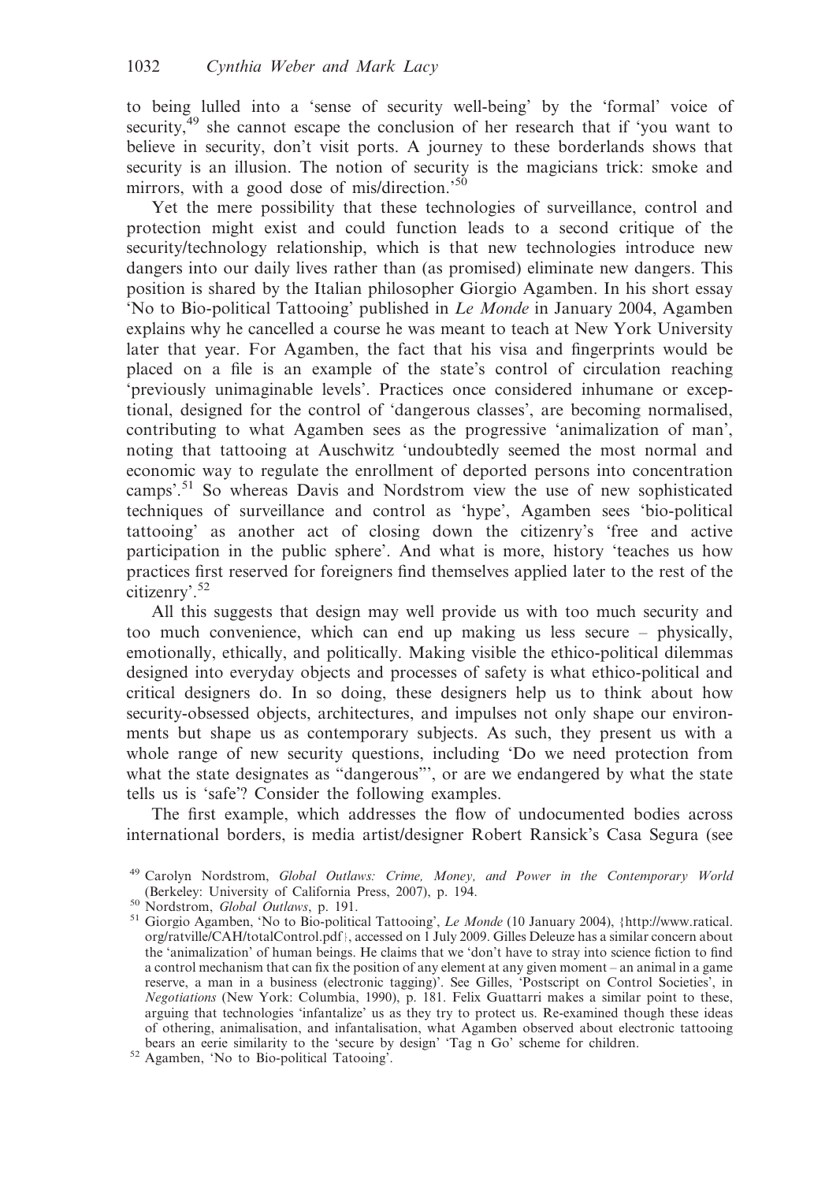to being lulled into a 'sense of security well-being' by the 'formal' voice of security,[49] she cannot escape the conclusion of her research that if 'you want to believe in security, don't visit ports. A journey to these borderlands shows that security is an illusion. The notion of security is the magicians trick: smoke and mirrors, with a good dose of mis/direction.'[50]

Yet the mere possibility that these technologies of surveillance, control and protection might exist and could function leads to a second critique of the security/technology relationship, which is that new technologies introduce new dangers into our daily lives rather than (as promised) eliminate new dangers. This position is shared by the Italian philosopher Giorgio Agamben. In his short essay 'No to Bio-political Tattooing' published in *Le Monde* in January 2004, Agamben explains why he cancelled a course he was meant to teach at New York University later that year. For Agamben, the fact that his visa and fingerprints would be placed on a file is an example of the state's control of circulation reaching 'previously unimaginable levels'. Practices once considered inhumane or exceptional, designed for the control of 'dangerous classes', are becoming normalised, contributing to what Agamben sees as the progressive 'animalization of man', noting that tattooing at Auschwitz 'undoubtedly seemed the most normal and economic way to regulate the enrollment of deported persons into concentration camps'.[51] So whereas Davis and Nordstrom view the use of new sophisticated techniques of surveillance and control as 'hype', Agamben sees 'bio-political tattooing' as another act of closing down the citizenry's 'free and active participation in the public sphere'. And what is more, history 'teaches us how practices first reserved for foreigners find themselves applied later to the rest of the citizenry'.[52]

All this suggests that design may well provide us with too much security and too much convenience, which can end up making us less secure – physically, emotionally, ethically, and politically. Making visible the ethico-political dilemmas designed into everyday objects and processes of safety is what ethico-political and critical designers do. In so doing, these designers help us to think about how security-obsessed objects, architectures, and impulses not only shape our environments but shape us as contemporary subjects. As such, they present us with a whole range of new security questions, including 'Do we need protection from what the state designates as "dangerous"', or are we endangered by what the state tells us is 'safe'? Consider the following examples.

The first example, which addresses the flow of undocumented bodies across international borders, is media artist/designer Robert Ransick's Casa Segura (see

---

[49] Carolyn Nordstrom, *Global Outlaws: Crime, Money, and Power in the Contemporary World* (Berkeley: University of California Press, 2007), p. 194.

[50] Nordstrom, *Global Outlaws*, p. 191.

[51] Giorgio Agamben, 'No to Bio-political Tattooing', *Le Monde* (10 January 2004), {http://www.ratical.org/ratville/CAH/totalControl.pdf}, accessed on 1 July 2009. Gilles Deleuze has a similar concern about the 'animalization' of human beings. He claims that we 'don't have to stray into science fiction to find a control mechanism that can fix the position of any element at any given moment – an animal in a game reserve, a man in a business (electronic tagging)'. See Gilles, 'Postscript on Control Societies', in *Negotiations* (New York: Columbia, 1990), p. 181. Felix Guattarri makes a similar point to these, arguing that technologies 'infantalize' us as they try to protect us. Re-examined though these ideas of othering, animalisation, and infantalisation, what Agamben observed about electronic tattooing bears an eerie similarity to the 'secure by design' 'Tag n Go' scheme for children.

[52] Agamben, 'No to Bio-political Tatooing'.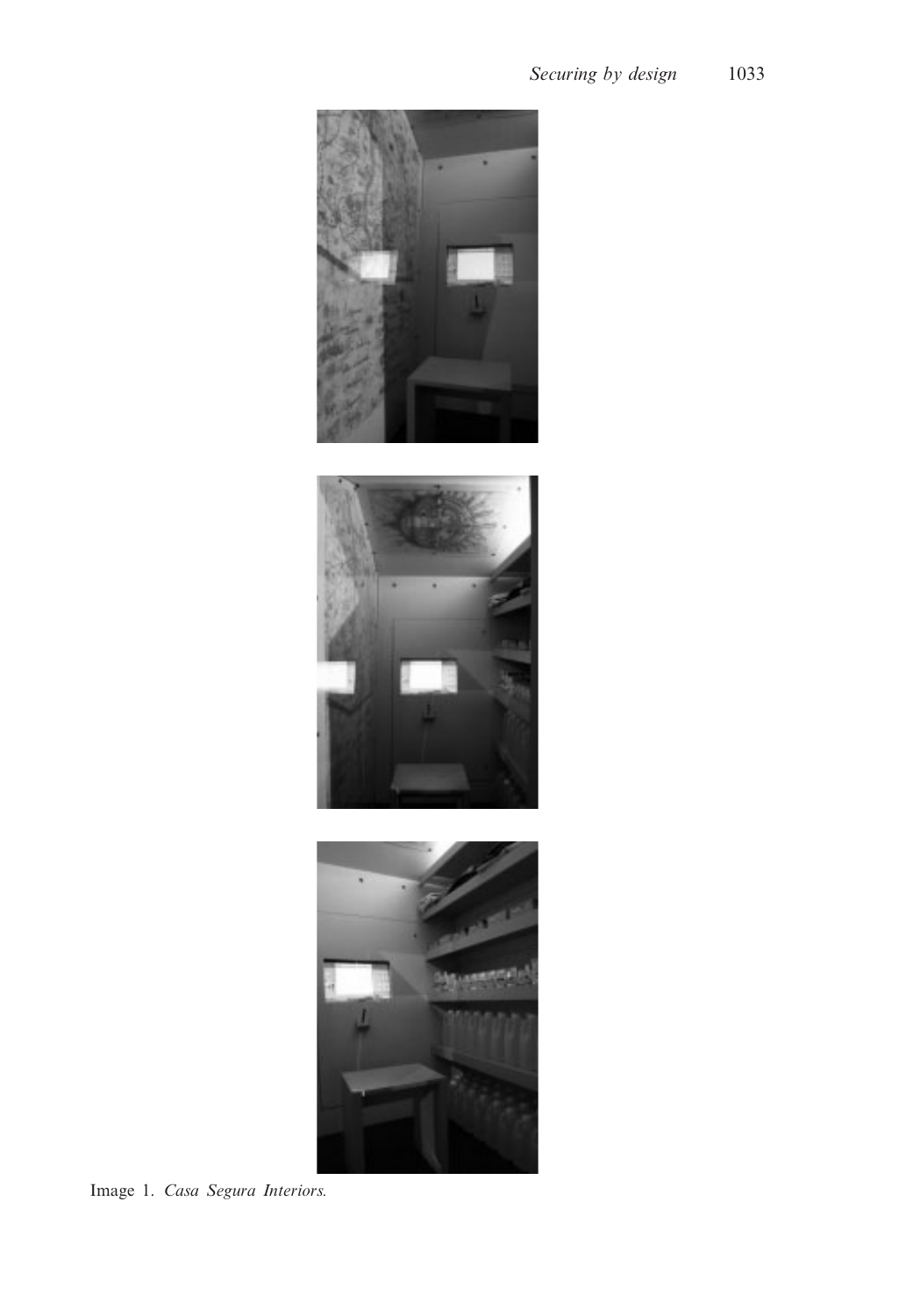Image 1. *Casa Segura Interiors.*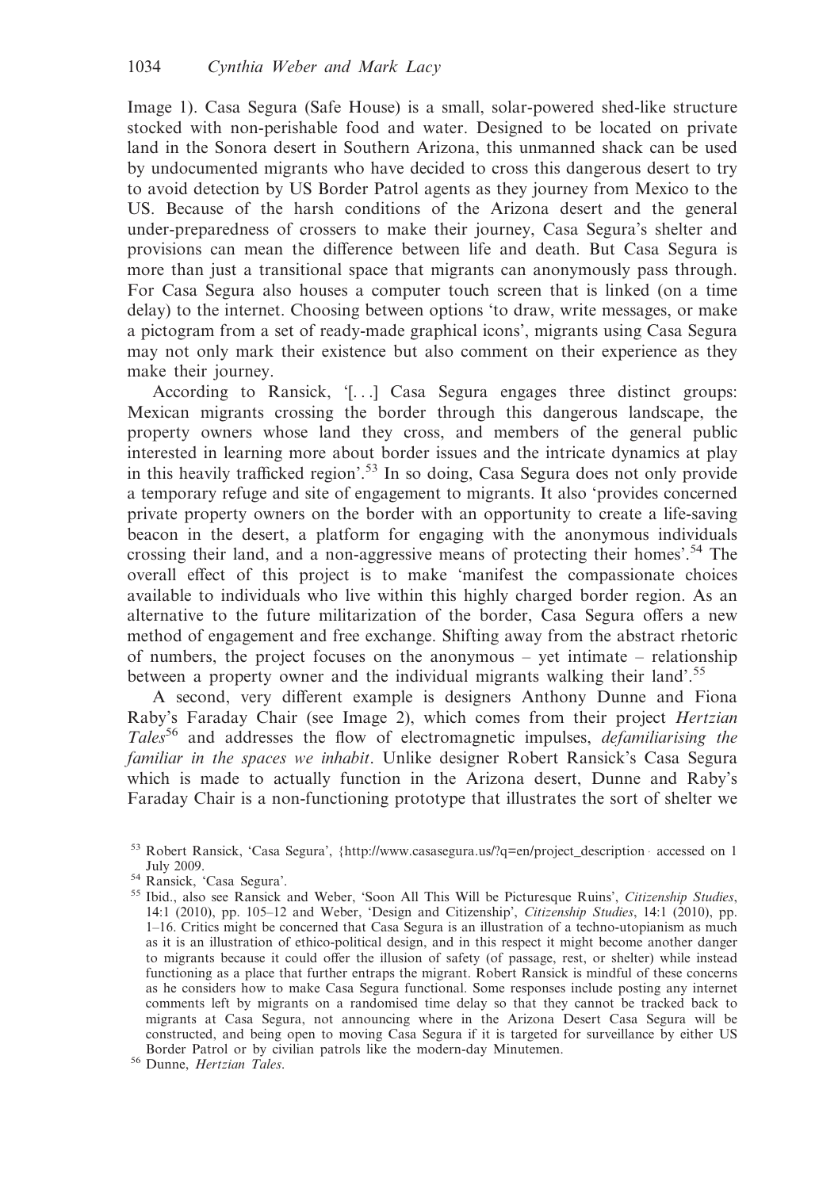Image 1). Casa Segura (Safe House) is a small, solar-powered shed-like structure stocked with non-perishable food and water. Designed to be located on private land in the Sonora desert in Southern Arizona, this unmanned shack can be used by undocumented migrants who have decided to cross this dangerous desert to try to avoid detection by US Border Patrol agents as they journey from Mexico to the US. Because of the harsh conditions of the Arizona desert and the general under-preparedness of crossers to make their journey, Casa Segura's shelter and provisions can mean the difference between life and death. But Casa Segura is more than just a transitional space that migrants can anonymously pass through. For Casa Segura also houses a computer touch screen that is linked (on a time delay) to the internet. Choosing between options 'to draw, write messages, or make a pictogram from a set of ready-made graphical icons', migrants using Casa Segura may not only mark their existence but also comment on their experience as they make their journey.

According to Ransick, '[...] Casa Segura engages three distinct groups: Mexican migrants crossing the border through this dangerous landscape, the property owners whose land they cross, and members of the general public interested in learning more about border issues and the intricate dynamics at play in this heavily trafficked region'.[53] In so doing, Casa Segura does not only provide a temporary refuge and site of engagement to migrants. It also 'provides concerned private property owners on the border with an opportunity to create a life-saving beacon in the desert, a platform for engaging with the anonymous individuals crossing their land, and a non-aggressive means of protecting their homes'.[54] The overall effect of this project is to make 'manifest the compassionate choices available to individuals who live within this highly charged border region. As an alternative to the future militarization of the border, Casa Segura offers a new method of engagement and free exchange. Shifting away from the abstract rhetoric of numbers, the project focuses on the anonymous – yet intimate – relationship between a property owner and the individual migrants walking their land'.[55]

A second, very different example is designers Anthony Dunne and Fiona Raby's Faraday Chair (see Image 2), which comes from their project *Hertzian Tales*[56] and addresses the flow of electromagnetic impulses, *defamiliarising the familiar in the spaces we inhabit*. Unlike designer Robert Ransick's Casa Segura which is made to actually function in the Arizona desert, Dunne and Raby's Faraday Chair is a non-functioning prototype that illustrates the sort of shelter we

[53] Robert Ransick, 'Casa Segura', {http://www.casasegura.us/?q=en/project_description} accessed on 1 July 2009.

[54] Ransick, 'Casa Segura'.

[55] Ibid., also see Ransick and Weber, 'Soon All This Will be Picturesque Ruins', *Citizenship Studies*, 14:1 (2010), pp. 105–12 and Weber, 'Design and Citizenship', *Citizenship Studies*, 14:1 (2010), pp. 1–16. Critics might be concerned that Casa Segura is an illustration of a techno-utopianism as much as it is an illustration of ethico-political design, and in this respect it might become another danger to migrants because it could offer the illusion of safety (of passage, rest, or shelter) while instead functioning as a place that further entraps the migrant. Robert Ransick is mindful of these concerns as he considers how to make Casa Segura functional. Some responses include posting any internet comments left by migrants on a randomised time delay so that they cannot be tracked back to migrants at Casa Segura, not announcing where in the Arizona Desert Casa Segura will be constructed, and being open to moving Casa Segura if it is targeted for surveillance by either US Border Patrol or by civilian patrols like the modern-day Minutemen.

[56] Dunne, *Hertzian Tales*.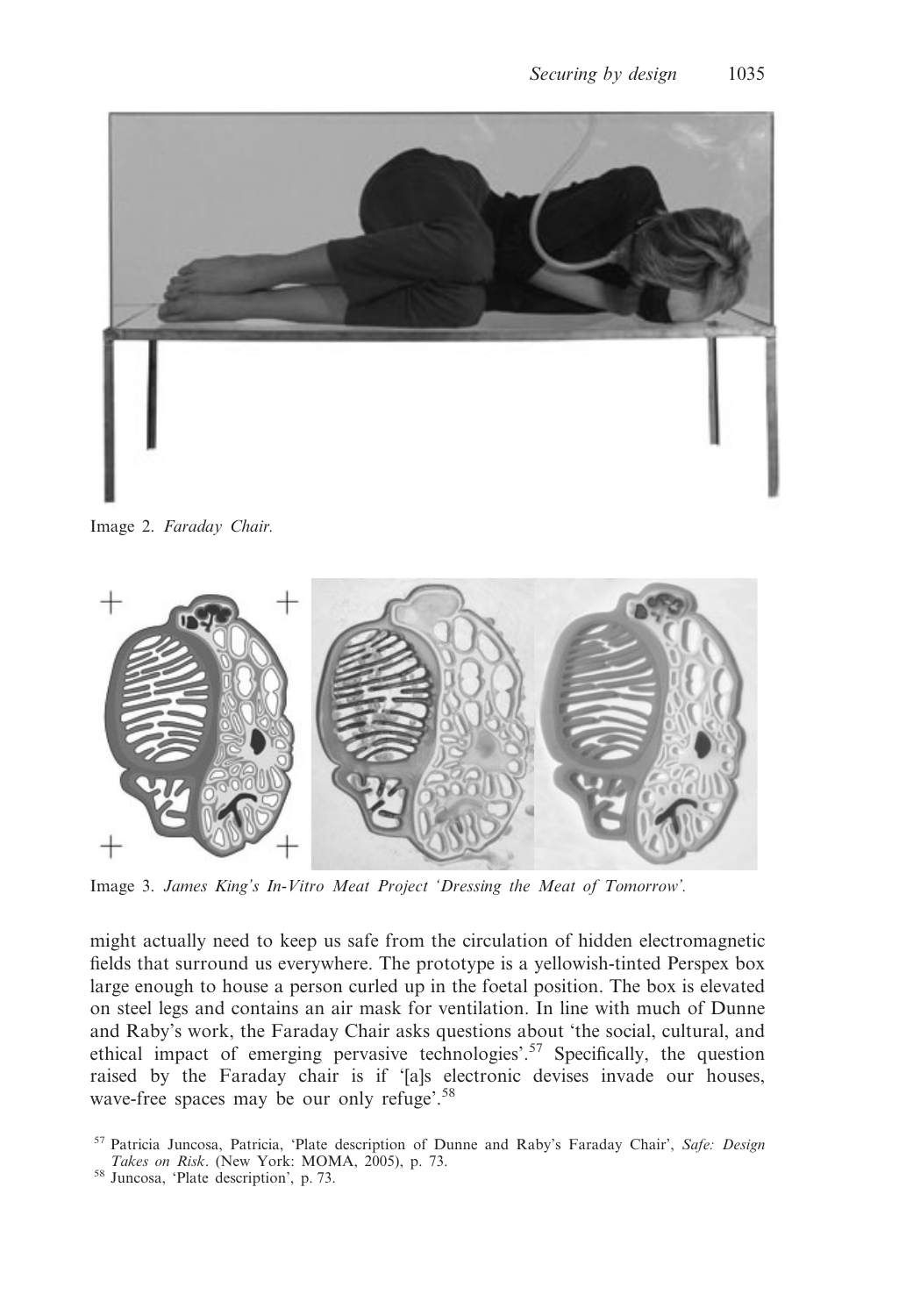Image 2. *Faraday Chair.*

Image 3. *James King's In-Vitro Meat Project 'Dressing the Meat of Tomorrow'.*

might actually need to keep us safe from the circulation of hidden electromagnetic fields that surround us everywhere. The prototype is a yellowish-tinted Perspex box large enough to house a person curled up in the foetal position. The box is elevated on steel legs and contains an air mask for ventilation. In line with much of Dunne and Raby's work, the Faraday Chair asks questions about 'the social, cultural, and ethical impact of emerging pervasive technologies'.[57] Specifically, the question raised by the Faraday chair is if '[a]s electronic devises invade our houses, wave-free spaces may be our only refuge'.[58]

[57] Patricia Juncosa, Patricia, 'Plate description of Dunne and Raby's Faraday Chair', *Safe: Design Takes on Risk*. (New York: MOMA, 2005), p. 73.

[58] Juncosa, 'Plate description', p. 73.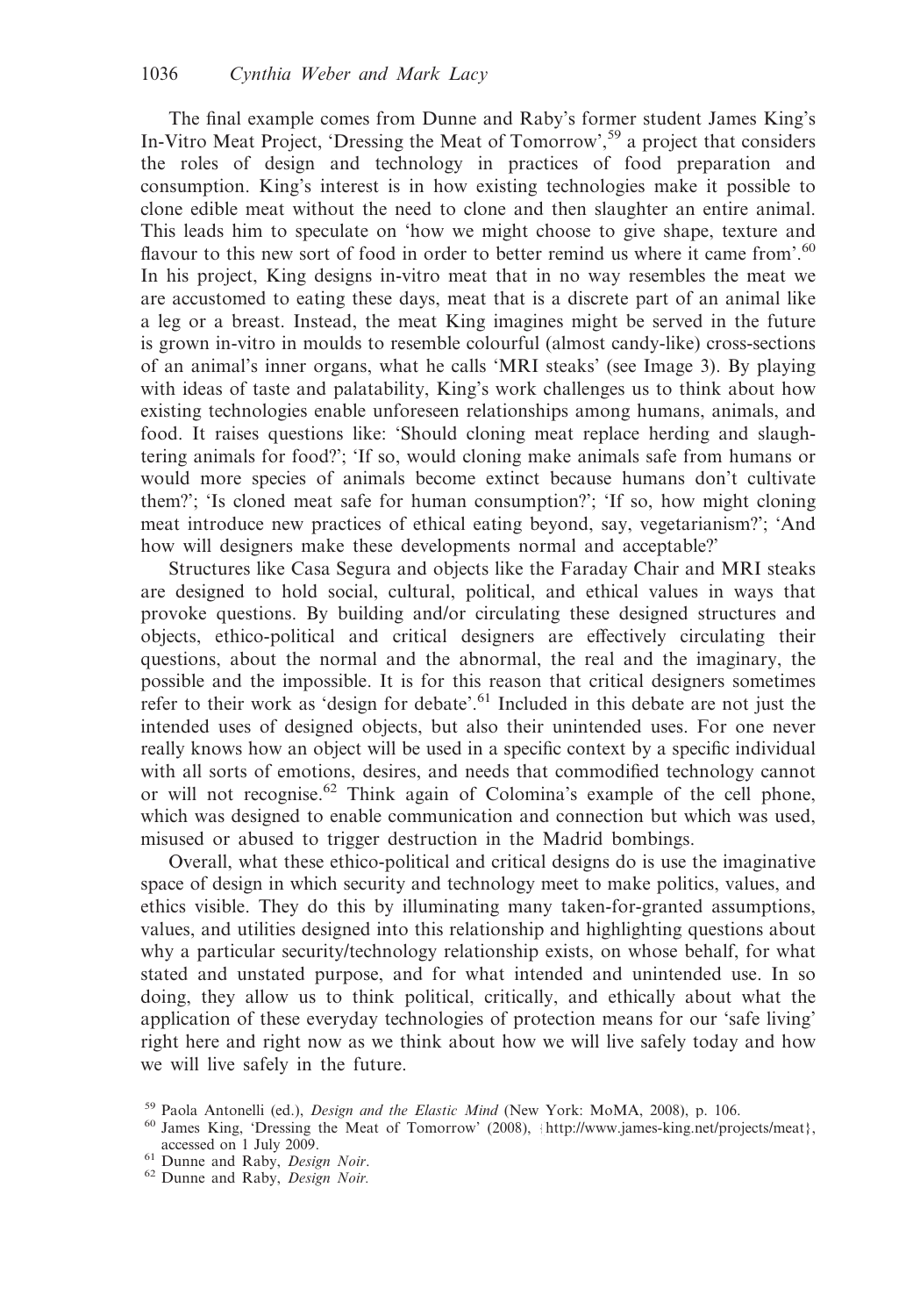The final example comes from Dunne and Raby's former student James King's In-Vitro Meat Project, 'Dressing the Meat of Tomorrow',[59] a project that considers the roles of design and technology in practices of food preparation and consumption. King's interest is in how existing technologies make it possible to clone edible meat without the need to clone and then slaughter an entire animal. This leads him to speculate on 'how we might choose to give shape, texture and flavour to this new sort of food in order to better remind us where it came from'.[60] In his project, King designs in-vitro meat that in no way resembles the meat we are accustomed to eating these days, meat that is a discrete part of an animal like a leg or a breast. Instead, the meat King imagines might be served in the future is grown in-vitro in moulds to resemble colourful (almost candy-like) cross-sections of an animal's inner organs, what he calls 'MRI steaks' (see Image 3). By playing with ideas of taste and palatability, King's work challenges us to think about how existing technologies enable unforeseen relationships among humans, animals, and food. It raises questions like: 'Should cloning meat replace herding and slaughtering animals for food?'; 'If so, would cloning make animals safe from humans or would more species of animals become extinct because humans don't cultivate them?'; 'Is cloned meat safe for human consumption?'; 'If so, how might cloning meat introduce new practices of ethical eating beyond, say, vegetarianism?'; 'And how will designers make these developments normal and acceptable?'

Structures like Casa Segura and objects like the Faraday Chair and MRI steaks are designed to hold social, cultural, political, and ethical values in ways that provoke questions. By building and/or circulating these designed structures and objects, ethico-political and critical designers are effectively circulating their questions, about the normal and the abnormal, the real and the imaginary, the possible and the impossible. It is for this reason that critical designers sometimes refer to their work as 'design for debate'.[61] Included in this debate are not just the intended uses of designed objects, but also their unintended uses. For one never really knows how an object will be used in a specific context by a specific individual with all sorts of emotions, desires, and needs that commodified technology cannot or will not recognise.[62] Think again of Colomina's example of the cell phone, which was designed to enable communication and connection but which was used, misused or abused to trigger destruction in the Madrid bombings.

Overall, what these ethico-political and critical designs do is use the imaginative space of design in which security and technology meet to make politics, values, and ethics visible. They do this by illuminating many taken-for-granted assumptions, values, and utilities designed into this relationship and highlighting questions about why a particular security/technology relationship exists, on whose behalf, for what stated and unstated purpose, and for what intended and unintended use. In so doing, they allow us to think political, critically, and ethically about what the application of these everyday technologies of protection means for our 'safe living' right here and right now as we think about how we will live safely today and how we will live safely in the future.

---

[59] Paola Antonelli (ed.), *Design and the Elastic Mind* (New York: MoMA, 2008), p. 106.

[60] James King, 'Dressing the Meat of Tomorrow' (2008), {http://www.james-king.net/projects/meat}, accessed on 1 July 2009.

[61] Dunne and Raby, *Design Noir*.

[62] Dunne and Raby, *Design Noir*.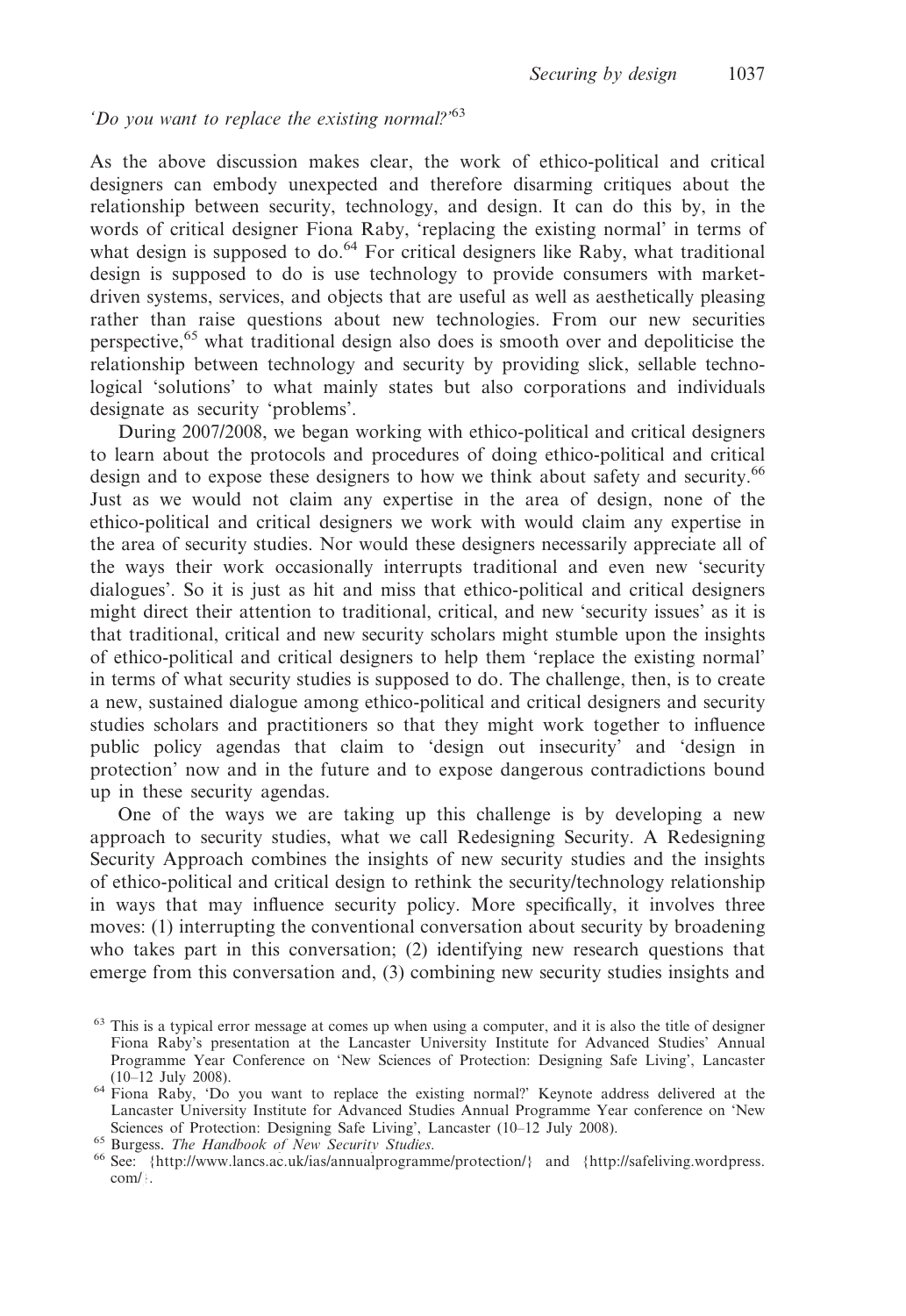*'Do you want to replace the existing normal?'*[63]

As the above discussion makes clear, the work of ethico-political and critical designers can embody unexpected and therefore disarming critiques about the relationship between security, technology, and design. It can do this by, in the words of critical designer Fiona Raby, 'replacing the existing normal' in terms of what design is supposed to do.[64] For critical designers like Raby, what traditional design is supposed to do is use technology to provide consumers with market-driven systems, services, and objects that are useful as well as aesthetically pleasing rather than raise questions about new technologies. From our new securities perspective,[65] what traditional design also does is smooth over and depoliticise the relationship between technology and security by providing slick, sellable technological 'solutions' to what mainly states but also corporations and individuals designate as security 'problems'.

During 2007/2008, we began working with ethico-political and critical designers to learn about the protocols and procedures of doing ethico-political and critical design and to expose these designers to how we think about safety and security.[66] Just as we would not claim any expertise in the area of design, none of the ethico-political and critical designers we work with would claim any expertise in the area of security studies. Nor would these designers necessarily appreciate all of the ways their work occasionally interrupts traditional and even new 'security dialogues'. So it is just as hit and miss that ethico-political and critical designers might direct their attention to traditional, critical, and new 'security issues' as it is that traditional, critical and new security scholars might stumble upon the insights of ethico-political and critical designers to help them 'replace the existing normal' in terms of what security studies is supposed to do. The challenge, then, is to create a new, sustained dialogue among ethico-political and critical designers and security studies scholars and practitioners so that they might work together to influence public policy agendas that claim to 'design out insecurity' and 'design in protection' now and in the future and to expose dangerous contradictions bound up in these security agendas.

One of the ways we are taking up this challenge is by developing a new approach to security studies, what we call Redesigning Security. A Redesigning Security Approach combines the insights of new security studies and the insights of ethico-political and critical design to rethink the security/technology relationship in ways that may influence security policy. More specifically, it involves three moves: (1) interrupting the conventional conversation about security by broadening who takes part in this conversation; (2) identifying new research questions that emerge from this conversation and, (3) combining new security studies insights and

[63] This is a typical error message at comes up when using a computer, and it is also the title of designer Fiona Raby's presentation at the Lancaster University Institute for Advanced Studies' Annual Programme Year Conference on 'New Sciences of Protection: Designing Safe Living', Lancaster (10–12 July 2008).

[64] Fiona Raby, 'Do you want to replace the existing normal?' Keynote address delivered at the Lancaster University Institute for Advanced Studies Annual Programme Year conference on 'New Sciences of Protection: Designing Safe Living', Lancaster (10–12 July 2008).

[65] Burgess. *The Handbook of New Security Studies*.

[66] See: {http://www.lancs.ac.uk/ias/annualprogramme/protection/} and {http://safeliving.wordpress.com/}.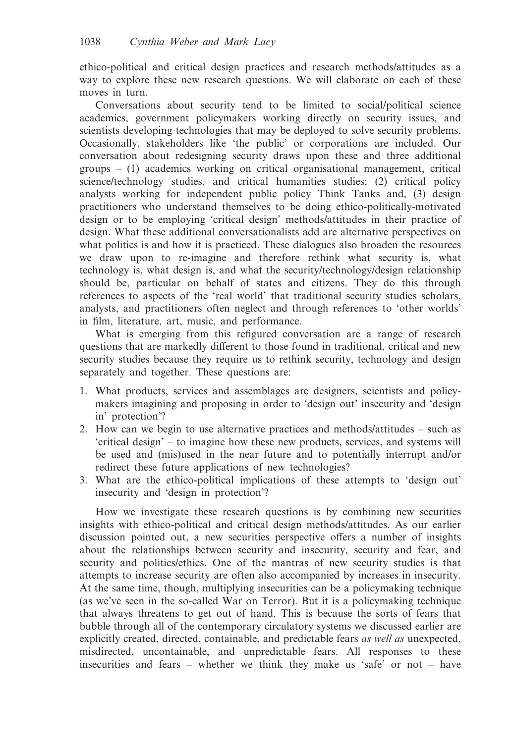ethico-political and critical design practices and research methods/attitudes as a way to explore these new research questions. We will elaborate on each of these moves in turn.

Conversations about security tend to be limited to social/political science academics, government policymakers working directly on security issues, and scientists developing technologies that may be deployed to solve security problems. Occasionally, stakeholders like 'the public' or corporations are included. Our conversation about redesigning security draws upon these and three additional groups – (1) academics working on critical organisational management, critical science/technology studies, and critical humanities studies; (2) critical policy analysts working for independent public policy Think Tanks and, (3) design practitioners who understand themselves to be doing ethico-politically-motivated design or to be employing 'critical design' methods/attitudes in their practice of design. What these additional conversationalists add are alternative perspectives on what politics is and how it is practiced. These dialogues also broaden the resources we draw upon to re-imagine and therefore rethink what security is, what technology is, what design is, and what the security/technology/design relationship should be, particular on behalf of states and citizens. They do this through references to aspects of the 'real world' that traditional security studies scholars, analysts, and practitioners often neglect and through references to 'other worlds' in film, literature, art, music, and performance.

What is emerging from this refigured conversation are a range of research questions that are markedly different to those found in traditional, critical and new security studies because they require us to rethink security, technology and design separately and together. These questions are:

1. What products, services and assemblages are designers, scientists and policy-makers imagining and proposing in order to 'design out' insecurity and 'design in' protection'?
2. How can we begin to use alternative practices and methods/attitudes – such as 'critical design' – to imagine how these new products, services, and systems will be used and (mis)used in the near future and to potentially interrupt and/or redirect these future applications of new technologies?
3. What are the ethico-political implications of these attempts to 'design out' insecurity and 'design in protection'?

How we investigate these research questions is by combining new securities insights with ethico-political and critical design methods/attitudes. As our earlier discussion pointed out, a new securities perspective offers a number of insights about the relationships between security and insecurity, security and fear, and security and politics/ethics. One of the mantras of new security studies is that attempts to increase security are often also accompanied by increases in insecurity. At the same time, though, multiplying insecurities can be a policymaking technique (as we've seen in the so-called War on Terror). But it is a policymaking technique that always threatens to get out of hand. This is because the sorts of fears that bubble through all of the contemporary circulatory systems we discussed earlier are explicitly created, directed, containable, and predictable fears *as well as* unexpected, misdirected, uncontainable, and unpredictable fears. All responses to these insecurities and fears – whether we think they make us 'safe' or not – have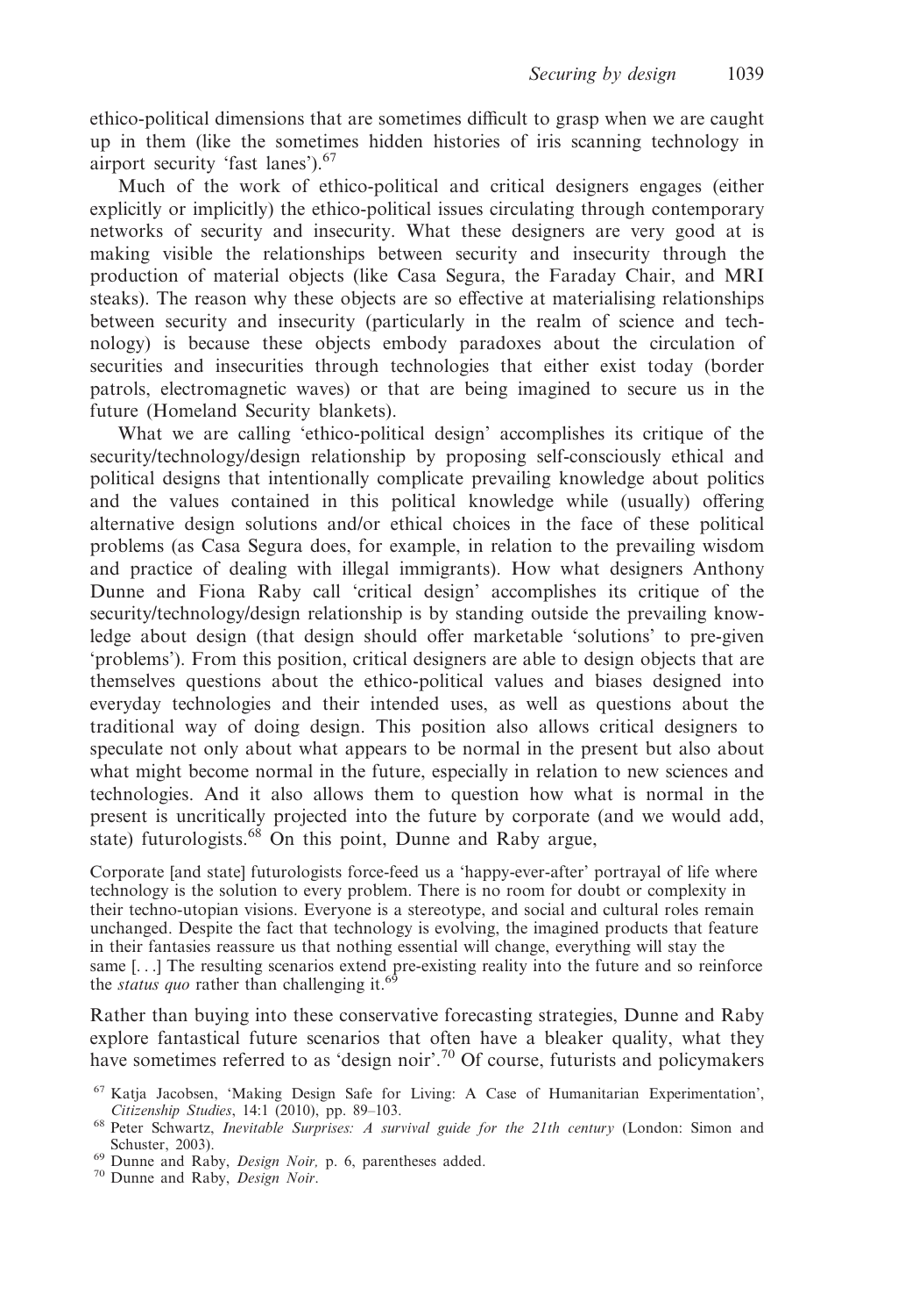ethico-political dimensions that are sometimes difficult to grasp when we are caught up in them (like the sometimes hidden histories of iris scanning technology in airport security 'fast lanes').[67]

Much of the work of ethico-political and critical designers engages (either explicitly or implicitly) the ethico-political issues circulating through contemporary networks of security and insecurity. What these designers are very good at is making visible the relationships between security and insecurity through the production of material objects (like Casa Segura, the Faraday Chair, and MRI steaks). The reason why these objects are so effective at materialising relationships between security and insecurity (particularly in the realm of science and technology) is because these objects embody paradoxes about the circulation of securities and insecurities through technologies that either exist today (border patrols, electromagnetic waves) or that are being imagined to secure us in the future (Homeland Security blankets).

What we are calling 'ethico-political design' accomplishes its critique of the security/technology/design relationship by proposing self-consciously ethical and political designs that intentionally complicate prevailing knowledge about politics and the values contained in this political knowledge while (usually) offering alternative design solutions and/or ethical choices in the face of these political problems (as Casa Segura does, for example, in relation to the prevailing wisdom and practice of dealing with illegal immigrants). How what designers Anthony Dunne and Fiona Raby call 'critical design' accomplishes its critique of the security/technology/design relationship is by standing outside the prevailing knowledge about design (that design should offer marketable 'solutions' to pre-given 'problems'). From this position, critical designers are able to design objects that are themselves questions about the ethico-political values and biases designed into everyday technologies and their intended uses, as well as questions about the traditional way of doing design. This position also allows critical designers to speculate not only about what appears to be normal in the present but also about what might become normal in the future, especially in relation to new sciences and technologies. And it also allows them to question how what is normal in the present is uncritically projected into the future by corporate (and we would add, state) futurologists.[68] On this point, Dunne and Raby argue,

> Corporate [and state] futurologists force-feed us a 'happy-ever-after' portrayal of life where technology is the solution to every problem. There is no room for doubt or complexity in their techno-utopian visions. Everyone is a stereotype, and social and cultural roles remain unchanged. Despite the fact that technology is evolving, the imagined products that feature in their fantasies reassure us that nothing essential will change, everything will stay the same [. . .] The resulting scenarios extend pre-existing reality into the future and so reinforce the *status quo* rather than challenging it.[69]

Rather than buying into these conservative forecasting strategies, Dunne and Raby explore fantastical future scenarios that often have a bleaker quality, what they have sometimes referred to as 'design noir'.[70] Of course, futurists and policymakers

[67] Katja Jacobsen, 'Making Design Safe for Living: A Case of Humanitarian Experimentation', *Citizenship Studies*, 14:1 (2010), pp. 89–103.

[68] Peter Schwartz, *Inevitable Surprises: A survival guide for the 21th century* (London: Simon and Schuster, 2003).

[69] Dunne and Raby, *Design Noir,* p. 6, parentheses added.

[70] Dunne and Raby, *Design Noir*.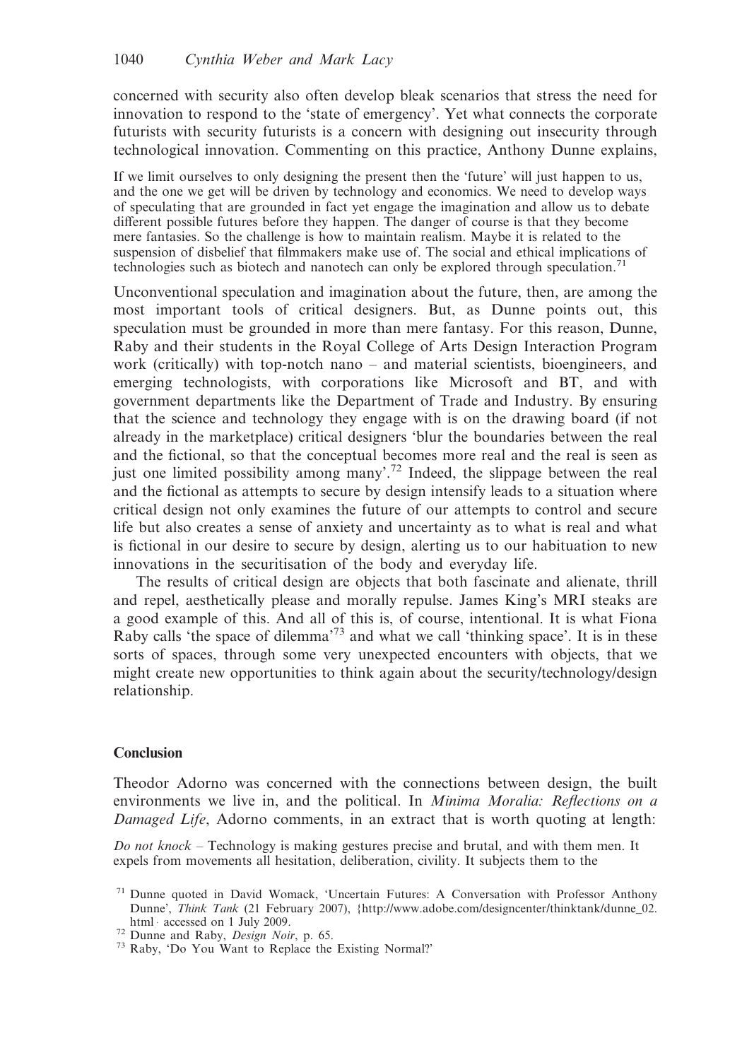concerned with security also often develop bleak scenarios that stress the need for innovation to respond to the 'state of emergency'. Yet what connects the corporate futurists with security futurists is a concern with designing out insecurity through technological innovation. Commenting on this practice, Anthony Dunne explains,

> If we limit ourselves to only designing the present then the 'future' will just happen to us, and the one we get will be driven by technology and economics. We need to develop ways of speculating that are grounded in fact yet engage the imagination and allow us to debate different possible futures before they happen. The danger of course is that they become mere fantasies. So the challenge is how to maintain realism. Maybe it is related to the suspension of disbelief that filmmakers make use of. The social and ethical implications of technologies such as biotech and nanotech can only be explored through speculation.[71]

Unconventional speculation and imagination about the future, then, are among the most important tools of critical designers. But, as Dunne points out, this speculation must be grounded in more than mere fantasy. For this reason, Dunne, Raby and their students in the Royal College of Arts Design Interaction Program work (critically) with top-notch nano – and material scientists, bioengineers, and emerging technologists, with corporations like Microsoft and BT, and with government departments like the Department of Trade and Industry. By ensuring that the science and technology they engage with is on the drawing board (if not already in the marketplace) critical designers 'blur the boundaries between the real and the fictional, so that the conceptual becomes more real and the real is seen as just one limited possibility among many'.[72] Indeed, the slippage between the real and the fictional as attempts to secure by design intensify leads to a situation where critical design not only examines the future of our attempts to control and secure life but also creates a sense of anxiety and uncertainty as to what is real and what is fictional in our desire to secure by design, alerting us to our habituation to new innovations in the securitisation of the body and everyday life.

The results of critical design are objects that both fascinate and alienate, thrill and repel, aesthetically please and morally repulse. James King's MRI steaks are a good example of this. And all of this is, of course, intentional. It is what Fiona Raby calls 'the space of dilemma'[73] and what we call 'thinking space'. It is in these sorts of spaces, through some very unexpected encounters with objects, that we might create new opportunities to think again about the security/technology/design relationship.

## Conclusion

Theodor Adorno was concerned with the connections between design, the built environments we live in, and the political. In *Minima Moralia: Reflections on a Damaged Life*, Adorno comments, in an extract that is worth quoting at length:

> *Do not knock* – Technology is making gestures precise and brutal, and with them men. It expels from movements all hesitation, deliberation, civility. It subjects them to the

[71] Dunne quoted in David Womack, 'Uncertain Futures: A Conversation with Professor Anthony Dunne', *Think Tank* (21 February 2007), {http://www.adobe.com/designcenter/thinktank/dunne_02.html} accessed on 1 July 2009.

[72] Dunne and Raby, *Design Noir*, p. 65.

[73] Raby, 'Do You Want to Replace the Existing Normal?'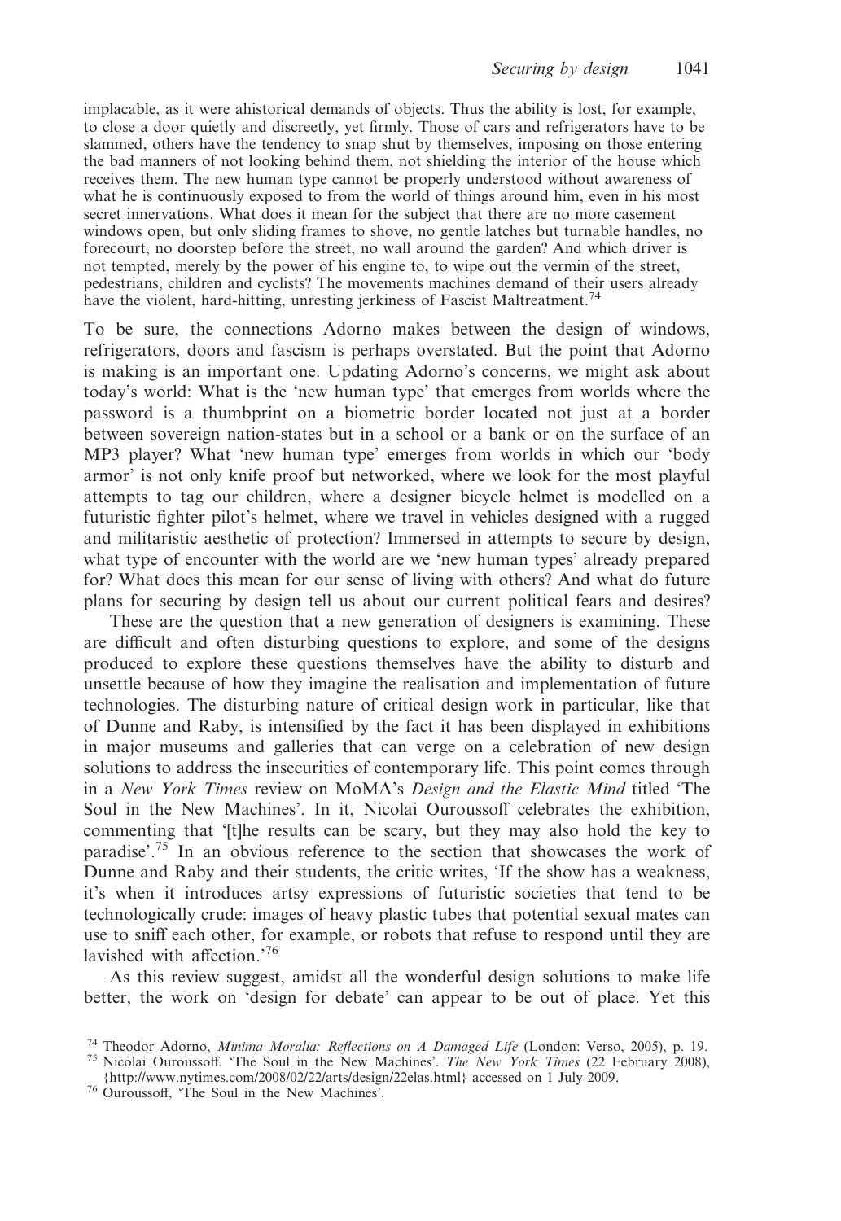implacable, as it were ahistorical demands of objects. Thus the ability is lost, for example, to close a door quietly and discreetly, yet firmly. Those of cars and refrigerators have to be slammed, others have the tendency to snap shut by themselves, imposing on those entering the bad manners of not looking behind them, not shielding the interior of the house which receives them. The new human type cannot be properly understood without awareness of what he is continuously exposed to from the world of things around him, even in his most secret innervations. What does it mean for the subject that there are no more casement windows open, but only sliding frames to shove, no gentle latches but turnable handles, no forecourt, no doorstep before the street, no wall around the garden? And which driver is not tempted, merely by the power of his engine to, to wipe out the vermin of the street, pedestrians, children and cyclists? The movements machines demand of their users already have the violent, hard-hitting, unresting jerkiness of Fascist Maltreatment.[74]

To be sure, the connections Adorno makes between the design of windows, refrigerators, doors and fascism is perhaps overstated. But the point that Adorno is making is an important one. Updating Adorno's concerns, we might ask about today's world: What is the 'new human type' that emerges from worlds where the password is a thumbprint on a biometric border located not just at a border between sovereign nation-states but in a school or a bank or on the surface of an MP3 player? What 'new human type' emerges from worlds in which our 'body armor' is not only knife proof but networked, where we look for the most playful attempts to tag our children, where a designer bicycle helmet is modelled on a futuristic fighter pilot's helmet, where we travel in vehicles designed with a rugged and militaristic aesthetic of protection? Immersed in attempts to secure by design, what type of encounter with the world are we 'new human types' already prepared for? What does this mean for our sense of living with others? And what do future plans for securing by design tell us about our current political fears and desires?

These are the question that a new generation of designers is examining. These are difficult and often disturbing questions to explore, and some of the designs produced to explore these questions themselves have the ability to disturb and unsettle because of how they imagine the realisation and implementation of future technologies. The disturbing nature of critical design work in particular, like that of Dunne and Raby, is intensified by the fact it has been displayed in exhibitions in major museums and galleries that can verge on a celebration of new design solutions to address the insecurities of contemporary life. This point comes through in a *New York Times* review on MoMA's *Design and the Elastic Mind* titled 'The Soul in the New Machines'. In it, Nicolai Ouroussoff celebrates the exhibition, commenting that '[t]he results can be scary, but they may also hold the key to paradise'.[75] In an obvious reference to the section that showcases the work of Dunne and Raby and their students, the critic writes, 'If the show has a weakness, it's when it introduces artsy expressions of futuristic societies that tend to be technologically crude: images of heavy plastic tubes that potential sexual mates can use to sniff each other, for example, or robots that refuse to respond until they are lavished with affection.'[76]

As this review suggest, amidst all the wonderful design solutions to make life better, the work on 'design for debate' can appear to be out of place. Yet this

[74] Theodor Adorno, *Minima Moralia: Reflections on A Damaged Life* (London: Verso, 2005), p. 19.

[75] Nicolai Ouroussoff. 'The Soul in the New Machines'. *The New York Times* (22 February 2008), {http://www.nytimes.com/2008/02/22/arts/design/22elas.html} accessed on 1 July 2009.

[76] Ouroussoff, 'The Soul in the New Machines'.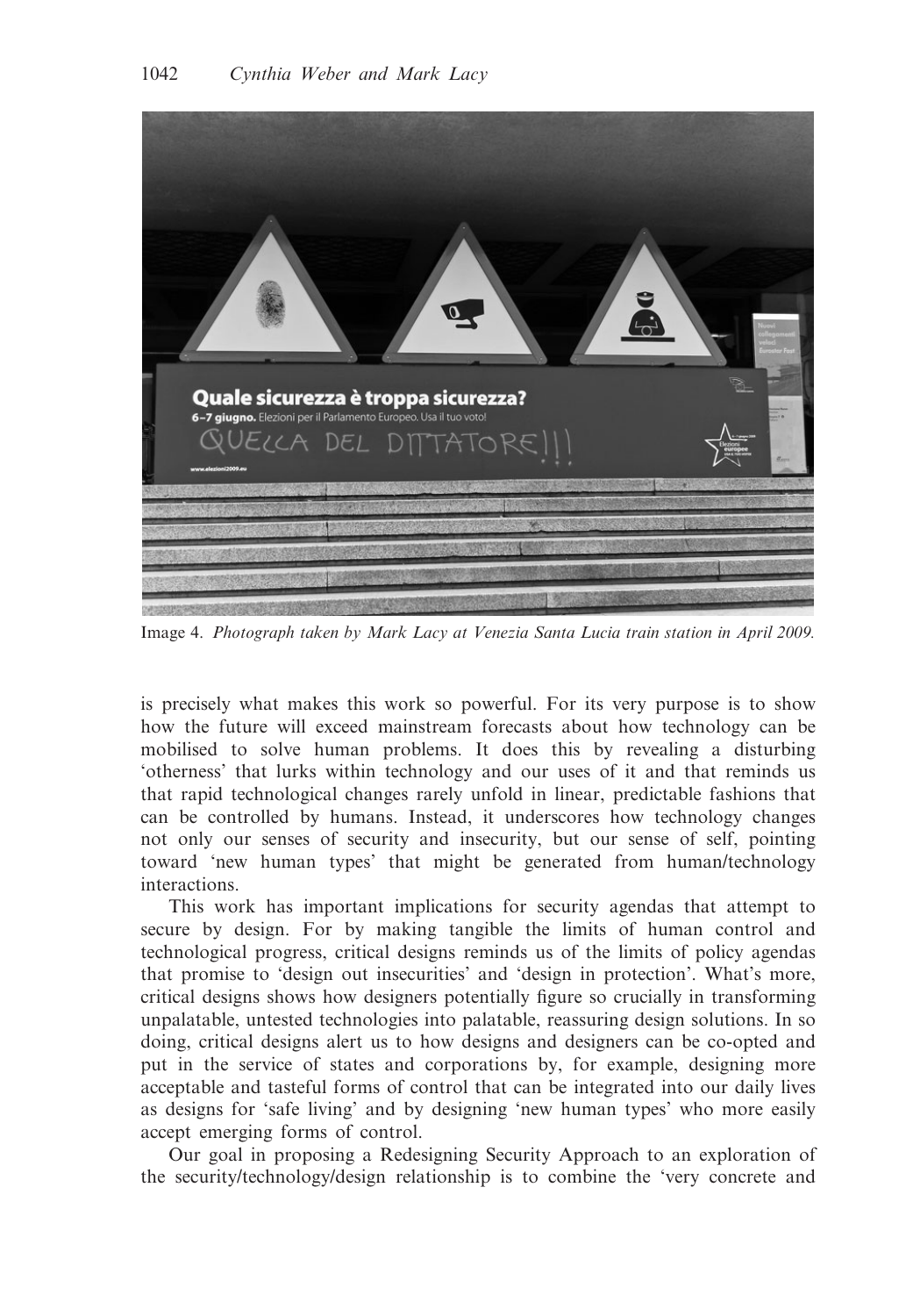Image 4. *Photograph taken by Mark Lacy at Venezia Santa Lucia train station in April 2009.*

is precisely what makes this work so powerful. For its very purpose is to show how the future will exceed mainstream forecasts about how technology can be mobilised to solve human problems. It does this by revealing a disturbing 'otherness' that lurks within technology and our uses of it and that reminds us that rapid technological changes rarely unfold in linear, predictable fashions that can be controlled by humans. Instead, it underscores how technology changes not only our senses of security and insecurity, but our sense of self, pointing toward 'new human types' that might be generated from human/technology interactions.

This work has important implications for security agendas that attempt to secure by design. For by making tangible the limits of human control and technological progress, critical designs reminds us of the limits of policy agendas that promise to 'design out insecurities' and 'design in protection'. What's more, critical designs shows how designers potentially figure so crucially in transforming unpalatable, untested technologies into palatable, reassuring design solutions. In so doing, critical designs alert us to how designs and designers can be co-opted and put in the service of states and corporations by, for example, designing more acceptable and tasteful forms of control that can be integrated into our daily lives as designs for 'safe living' and by designing 'new human types' who more easily accept emerging forms of control.

Our goal in proposing a Redesigning Security Approach to an exploration of the security/technology/design relationship is to combine the 'very concrete and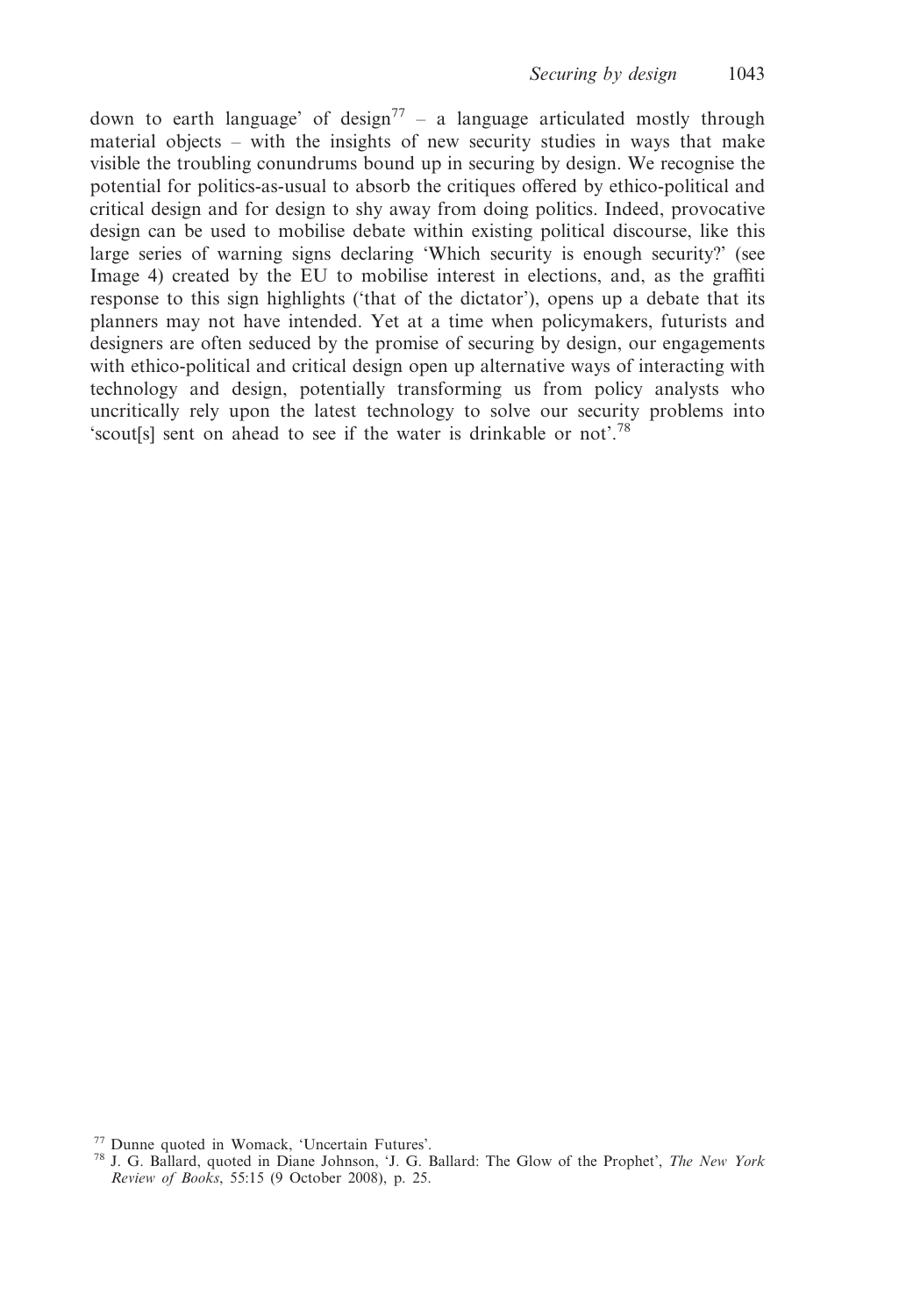down to earth language' of design[77] – a language articulated mostly through material objects – with the insights of new security studies in ways that make visible the troubling conundrums bound up in securing by design. We recognise the potential for politics-as-usual to absorb the critiques offered by ethico-political and critical design and for design to shy away from doing politics. Indeed, provocative design can be used to mobilise debate within existing political discourse, like this large series of warning signs declaring 'Which security is enough security?' (see Image 4) created by the EU to mobilise interest in elections, and, as the graffiti response to this sign highlights ('that of the dictator'), opens up a debate that its planners may not have intended. Yet at a time when policymakers, futurists and designers are often seduced by the promise of securing by design, our engagements with ethico-political and critical design open up alternative ways of interacting with technology and design, potentially transforming us from policy analysts who uncritically rely upon the latest technology to solve our security problems into 'scout[s] sent on ahead to see if the water is drinkable or not'.[78]

[77] Dunne quoted in Womack, 'Uncertain Futures'.

[78] J. G. Ballard, quoted in Diane Johnson, 'J. G. Ballard: The Glow of the Prophet', *The New York Review of Books*, 55:15 (9 October 2008), p. 25.